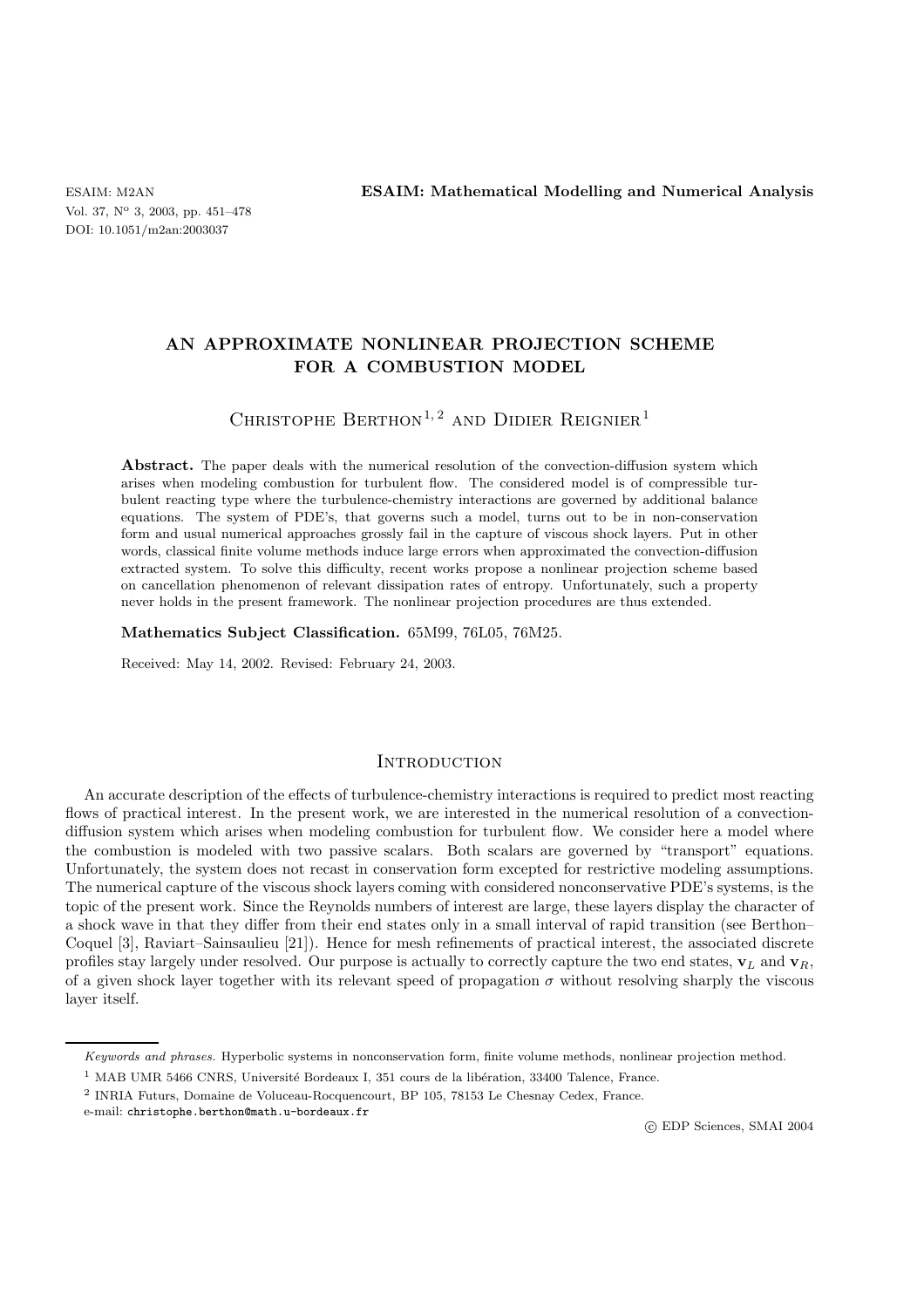# AN APPROXIMATE NONLINEAR PROJECTION SCHEME FOR A COMBUSTION MODEL

Christophe Berthon[1,2] and Didier Reignier[1]

**Abstract.** The paper deals with the numerical resolution of the convection-diffusion system which arises when modeling combustion for turbulent flow. The considered model is of compressible turbulent reacting type where the turbulence-chemistry interactions are governed by additional balance equations. The system of PDE's, that governs such a model, turns out to be in non-conservation form and usual numerical approaches grossly fail in the capture of viscous shock layers. Put in other words, classical finite volume methods induce large errors when approximated the convection-diffusion extracted system. To solve this difficulty, recent works propose a nonlinear projection scheme based on cancellation phenomenon of relevant dissipation rates of entropy. Unfortunately, such a property never holds in the present framework. The nonlinear projection procedures are thus extended.

**Mathematics Subject Classification.** 65M99, 76L05, 76M25.

Received: May 14, 2002. Revised: February 24, 2003.

## Introduction

An accurate description of the effects of turbulence-chemistry interactions is required to predict most reacting flows of practical interest. In the present work, we are interested in the numerical resolution of a convection-diffusion system which arises when modeling combustion for turbulent flow. We consider here a model where the combustion is modeled with two passive scalars. Both scalars are governed by "transport" equations. Unfortunately, the system does not recast in conservation form excepted for restrictive modeling assumptions. The numerical capture of the viscous shock layers coming with considered nonconservative PDE's systems, is the topic of the present work. Since the Reynolds numbers of interest are large, these layers display the character of a shock wave in that they differ from their end states only in a small interval of rapid transition (see Berthon–Coquel [3], Raviart–Sainsaulieu [21]). Hence for mesh refinements of practical interest, the associated discrete profiles stay largely under resolved. Our purpose is actually to correctly capture the two end states, $\mathbf{v}_L$ and $\mathbf{v}_R$, of a given shock layer together with its relevant speed of propagation $\sigma$ without resolving sharply the viscous layer itself.

---

*Keywords and phrases.* Hyperbolic systems in nonconservation form, finite volume methods, nonlinear projection method.

[1] MAB UMR 5466 CNRS, Université Bordeaux I, 351 cours de la libération, 33400 Talence, France.

[2] INRIA Futurs, Domaine de Voluceau-Rocquencourt, BP 105, 78153 Le Chesnay Cedex, France.

e-mail: christophe.berthon@math.u-bordeaux.fr

© EDP Sciences, SMAI 2004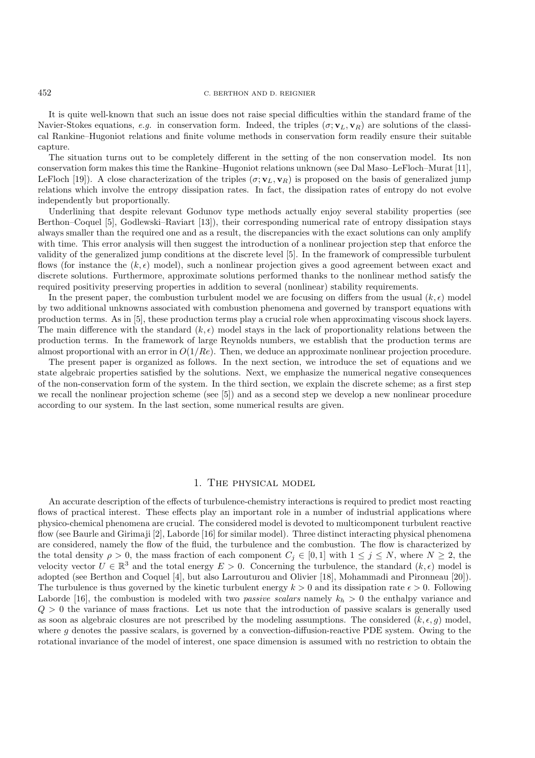It is quite well-known that such an issue does not raise special difficulties within the standard frame of the Navier-Stokes equations, *e.g.* in conservation form. Indeed, the triples $(\sigma; \mathbf{v}_L, \mathbf{v}_R)$ are solutions of the classical Rankine–Hugoniot relations and finite volume methods in conservation form readily ensure their suitable capture.

The situation turns out to be completely different in the setting of the non conservation model. Its non conservation form makes this time the Rankine–Hugoniot relations unknown (see Dal Maso–LeFloch–Murat [11], LeFloch [19]). A close characterization of the triples $(\sigma; \mathbf{v}_L, \mathbf{v}_R)$ is proposed on the basis of generalized jump relations which involve the entropy dissipation rates. In fact, the dissipation rates of entropy do not evolve independently but proportionally.

Underlining that despite relevant Godunov type methods actually enjoy several stability properties (see Berthon–Coquel [5], Godlewski–Raviart [13]), their corresponding numerical rate of entropy dissipation stays always smaller than the required one and as a result, the discrepancies with the exact solutions can only amplify with time. This error analysis will then suggest the introduction of a nonlinear projection step that enforce the validity of the generalized jump conditions at the discrete level [5]. In the framework of compressible turbulent flows (for instance the $(k, \epsilon)$ model), such a nonlinear projection gives a good agreement between exact and discrete solutions. Furthermore, approximate solutions performed thanks to the nonlinear method satisfy the required positivity preserving properties in addition to several (nonlinear) stability requirements.

In the present paper, the combustion turbulent model we are focusing on differs from the usual $(k, \epsilon)$ model by two additional unknowns associated with combustion phenomena and governed by transport equations with production terms. As in [5], these production terms play a crucial role when approximating viscous shock layers. The main difference with the standard $(k, \epsilon)$ model stays in the lack of proportionality relations between the production terms. In the framework of large Reynolds numbers, we establish that the production terms are almost proportional with an error in $O(1/Re)$. Then, we deduce an approximate nonlinear projection procedure.

The present paper is organized as follows. In the next section, we introduce the set of equations and we state algebraic properties satisfied by the solutions. Next, we emphasize the numerical negative consequences of the non-conservation form of the system. In the third section, we explain the discrete scheme; as a first step we recall the nonlinear projection scheme (see [5]) and as a second step we develop a new nonlinear procedure according to our system. In the last section, some numerical results are given.

# 1. The physical model

An accurate description of the effects of turbulence-chemistry interactions is required to predict most reacting flows of practical interest. These effects play an important role in a number of industrial applications where physico-chemical phenomena are crucial. The considered model is devoted to multicomponent turbulent reactive flow (see Baurle and Girimaji [2], Laborde [16] for similar model). Three distinct interacting physical phenomena are considered, namely the flow of the fluid, the turbulence and the combustion. The flow is characterized by the total density $\rho > 0$, the mass fraction of each component $C_j \in [0, 1]$ with $1 \leq j \leq N$, where $N \geq 2$, the velocity vector $U \in \mathbb{R}^3$ and the total energy $E > 0$. Concerning the turbulence, the standard $(k, \epsilon)$ model is adopted (see Berthon and Coquel [4], but also Larrouturou and Olivier [18], Mohammadi and Pironneau [20]). The turbulence is thus governed by the kinetic turbulent energy $k > 0$ and its dissipation rate $\epsilon > 0$. Following Laborde [16], the combustion is modeled with two *passive scalars* namely $k_h > 0$ the enthalpy variance and $Q > 0$ the variance of mass fractions. Let us note that the introduction of passive scalars is generally used as soon as algebraic closures are not prescribed by the modeling assumptions. The considered $(k, \epsilon, g)$ model, where $g$ denotes the passive scalars, is governed by a convection-diffusion-reactive PDE system. Owing to the rotational invariance of the model of interest, one space dimension is assumed with no restriction to obtain the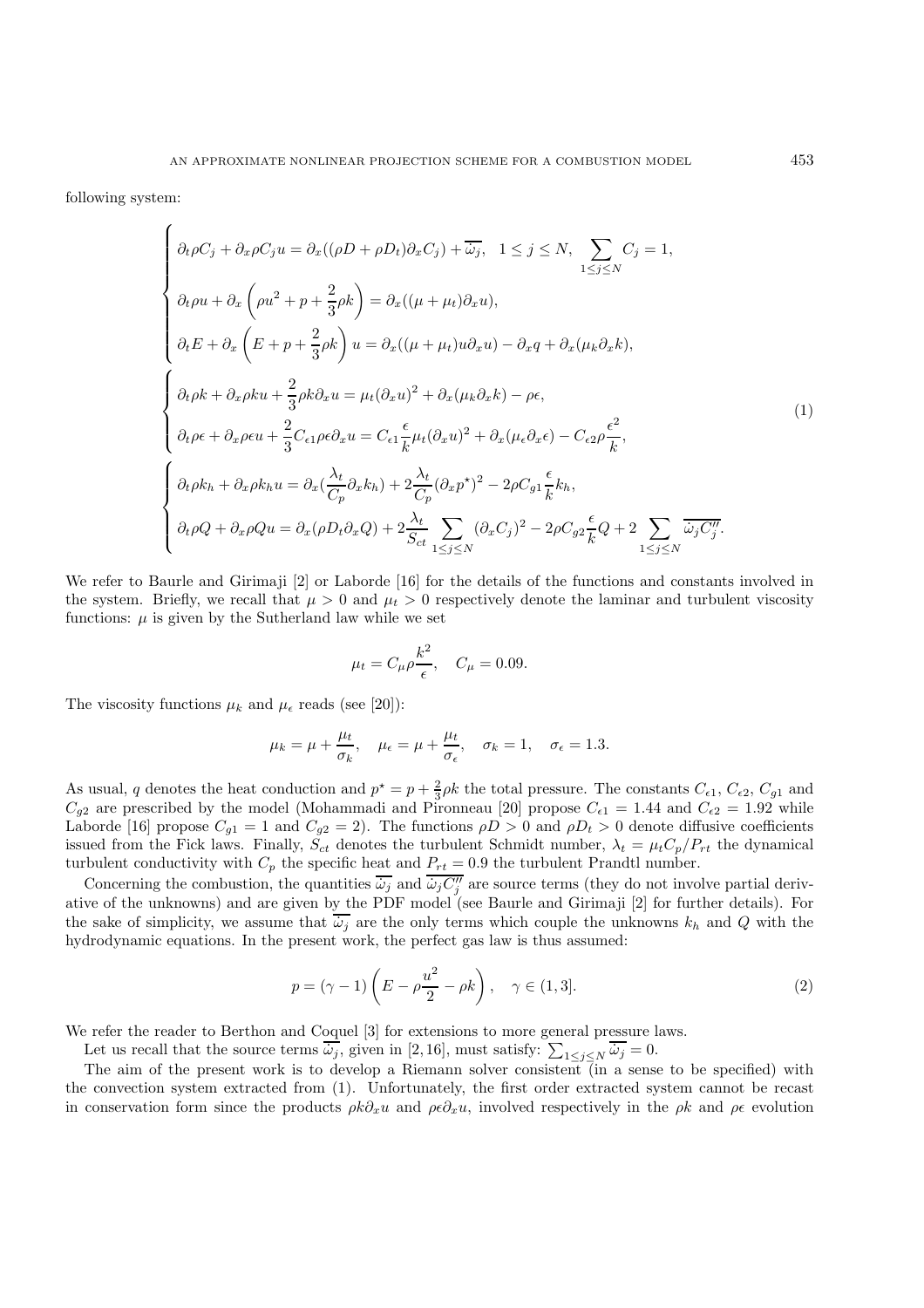following system:

$$
\left\{
\begin{array}{l}
\left\{
\begin{array}{l}
\partial_t \rho C_j + \partial_x \rho C_j u = \partial_x((\rho D + \rho D_t)\partial_x C_j) + \overline{\dot\omega_j}, \quad 1 \le j \le N, \quad \displaystyle\sum_{1\le j\le N} C_j = 1, \\
\partial_t \rho u + \partial_x \left( \rho u^2 + p + \dfrac{2}{3}\rho k \right) = \partial_x((\mu + \mu_t)\partial_x u), \\
\partial_t E + \partial_x \left( E + p + \dfrac{2}{3}\rho k \right) u = \partial_x((\mu + \mu_t) u \partial_x u) - \partial_x q + \partial_x(\mu_k \partial_x k),
\end{array}
\right. \\
\left\{
\begin{array}{l}
\partial_t \rho k + \partial_x \rho k u + \dfrac{2}{3}\rho k \partial_x u = \mu_t (\partial_x u)^2 + \partial_x(\mu_k \partial_x k) - \rho\epsilon, \\
\partial_t \rho\epsilon + \partial_x \rho\epsilon u + \dfrac{2}{3} C_{\epsilon 1}\rho\epsilon\partial_x u = C_{\epsilon 1}\dfrac{\epsilon}{k}\mu_t(\partial_x u)^2 + \partial_x(\mu_\epsilon \partial_x \epsilon) - C_{\epsilon 2}\rho\dfrac{\epsilon^2}{k},
\end{array}
\right. \\
\left\{
\begin{array}{l}
\partial_t \rho k_h + \partial_x \rho k_h u = \partial_x(\dfrac{\lambda_t}{C_p}\partial_x k_h) + 2\dfrac{\lambda_t}{C_p}(\partial_x p^\star)^2 - 2\rho C_{g1}\dfrac{\epsilon}{k}k_h, \\
\partial_t \rho Q + \partial_x \rho Q u = \partial_x(\rho D_t \partial_x Q) + 2\dfrac{\lambda_t}{S_{ct}} \displaystyle\sum_{1\le j\le N} (\partial_x C_j)^2 - 2\rho C_{g2}\dfrac{\epsilon}{k}Q + 2\sum_{1\le j\le N} \overline{\dot\omega_j C_j''}.
\end{array}
\right.
\end{array}
\right.
\tag{1}
$$

We refer to Baurle and Girimaji [2] or Laborde [16] for the details of the functions and constants involved in the system. Briefly, we recall that $\mu > 0$ and $\mu_t > 0$ respectively denote the laminar and turbulent viscosity functions: $\mu$ is given by the Sutherland law while we set

$$
\mu_t = C_\mu \rho \frac{k^2}{\epsilon}, \quad C_\mu = 0.09.
$$

The viscosity functions $\mu_k$ and $\mu_\epsilon$ reads (see [20]):

$$
\mu_k = \mu + \frac{\mu_t}{\sigma_k}, \quad \mu_\epsilon = \mu + \frac{\mu_t}{\sigma_\epsilon}, \quad \sigma_k = 1, \quad \sigma_\epsilon = 1.3.
$$

As usual, $q$ denotes the heat conduction and $p^\star = p + \frac{2}{3}\rho k$ the total pressure. The constants $C_{\epsilon 1}$, $C_{\epsilon 2}$, $C_{g1}$ and $C_{g2}$ are prescribed by the model (Mohammadi and Pironneau [20] propose $C_{\epsilon 1} = 1.44$ and $C_{\epsilon 2} = 1.92$ while Laborde [16] propose $C_{g1} = 1$ and $C_{g2} = 2$). The functions $\rho D > 0$ and $\rho D_t > 0$ denote diffusive coefficients issued from the Fick laws. Finally, $S_{ct}$ denotes the turbulent Schmidt number, $\lambda_t = \mu_t C_p / P_{rt}$ the dynamical turbulent conductivity with $C_p$ the specific heat and $P_{rt} = 0.9$ the turbulent Prandtl number.

Concerning the combustion, the quantities $\overline{\dot\omega_j}$ and $\overline{\dot\omega_j C_j''}$ are source terms (they do not involve partial derivative of the unknowns) and are given by the PDF model (see Baurle and Girimaji [2] for further details). For the sake of simplicity, we assume that $\overline{\dot\omega_j}$ are the only terms which couple the unknowns $k_h$ and $Q$ with the hydrodynamic equations. In the present work, the perfect gas law is thus assumed:

$$
p = (\gamma - 1)\left( E - \rho\frac{u^2}{2} - \rho k \right), \quad \gamma \in (1, 3]. \tag{2}
$$

We refer the reader to Berthon and Coquel [3] for extensions to more general pressure laws.

Let us recall that the source terms $\overline{\dot\omega_j}$, given in [2, 16], must satisfy: $\sum_{1\le j\le N} \overline{\dot\omega_j} = 0$.

The aim of the present work is to develop a Riemann solver consistent (in a sense to be specified) with the convection system extracted from (1). Unfortunately, the first order extracted system cannot be recast in conservation form since the products $\rho k \partial_x u$ and $\rho\epsilon\partial_x u$, involved respectively in the $\rho k$ and $\rho\epsilon$ evolution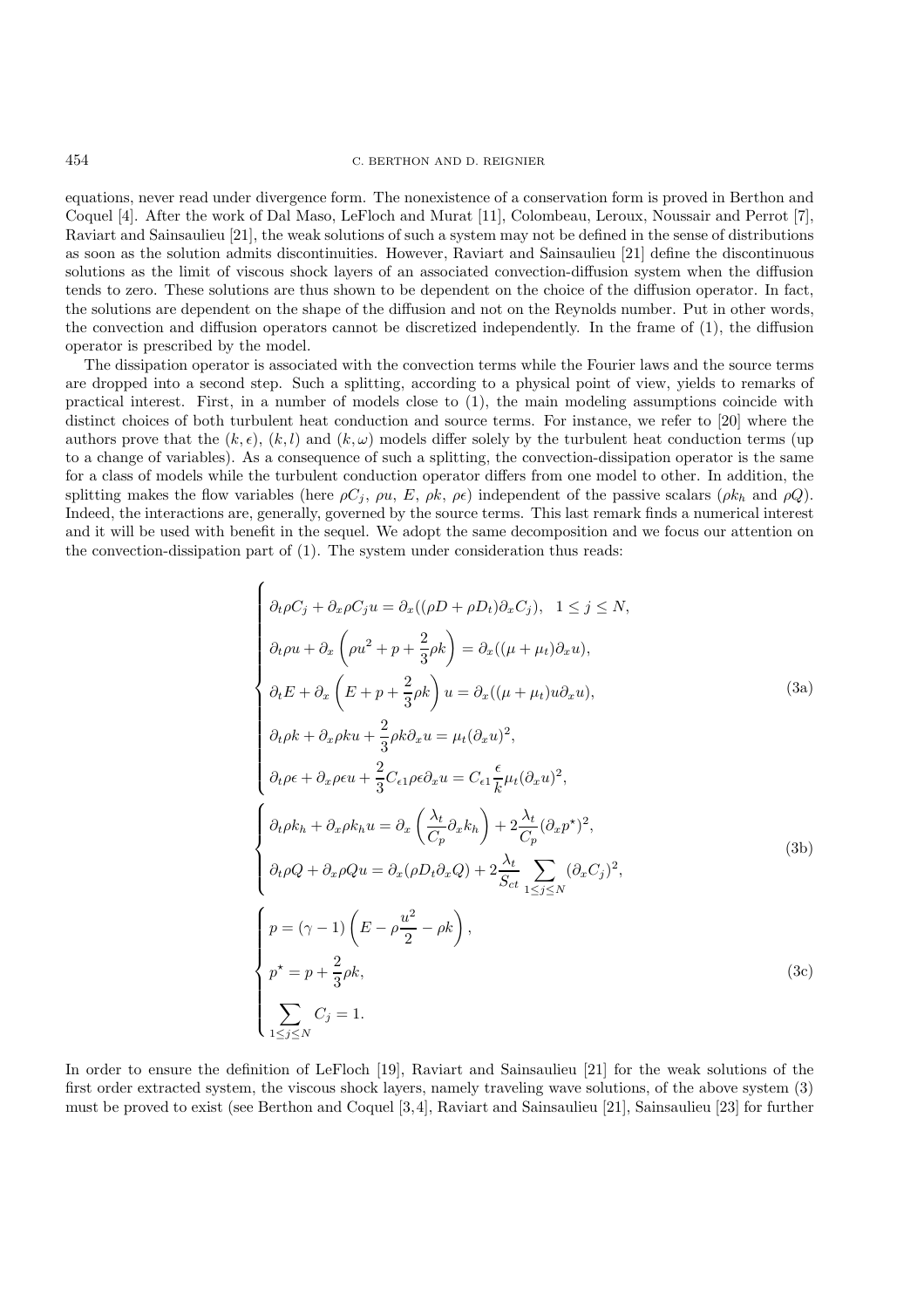equations, never read under divergence form. The nonexistence of a conservation form is proved in Berthon and Coquel [4]. After the work of Dal Maso, LeFloch and Murat [11], Colombeau, Leroux, Noussair and Perrot [7], Raviart and Sainsaulieu [21], the weak solutions of such a system may not be defined in the sense of distributions as soon as the solution admits discontinuities. However, Raviart and Sainsaulieu [21] define the discontinuous solutions as the limit of viscous shock layers of an associated convection-diffusion system when the diffusion tends to zero. These solutions are thus shown to be dependent on the choice of the diffusion operator. In fact, the solutions are dependent on the shape of the diffusion and not on the Reynolds number. Put in other words, the convection and diffusion operators cannot be discretized independently. In the frame of (1), the diffusion operator is prescribed by the model.

The dissipation operator is associated with the convection terms while the Fourier laws and the source terms are dropped into a second step. Such a splitting, according to a physical point of view, yields to remarks of practical interest. First, in a number of models close to (1), the main modeling assumptions coincide with distinct choices of both turbulent heat conduction and source terms. For instance, we refer to [20] where the authors prove that the $(k, \epsilon)$, $(k, l)$ and $(k, \omega)$ models differ solely by the turbulent heat conduction terms (up to a change of variables). As a consequence of such a splitting, the convection-dissipation operator is the same for a class of models while the turbulent conduction operator differs from one model to other. In addition, the splitting makes the flow variables (here $\rho C_j$, $\rho u$, $E$, $\rho k$, $\rho\epsilon$) independent of the passive scalars ($\rho k_h$ and $\rho Q$). Indeed, the interactions are, generally, governed by the source terms. This last remark finds a numerical interest and it will be used with benefit in the sequel. We adopt the same decomposition and we focus our attention on the convection-dissipation part of (1). The system under consideration thus reads:

$$
\begin{cases}
\partial_t \rho C_j + \partial_x \rho C_j u = \partial_x((\rho D + \rho D_t)\partial_x C_j), \quad 1 \leq j \leq N, \\
\partial_t \rho u + \partial_x \left(\rho u^2 + p + \dfrac{2}{3}\rho k\right) = \partial_x((\mu + \mu_t)\partial_x u), \\
\partial_t E + \partial_x \left(E + p + \dfrac{2}{3}\rho k\right) u = \partial_x((\mu + \mu_t) u \partial_x u), \\
\partial_t \rho k + \partial_x \rho k u + \dfrac{2}{3}\rho k \partial_x u = \mu_t (\partial_x u)^2, \\
\partial_t \rho \epsilon + \partial_x \rho \epsilon u + \dfrac{2}{3} C_{\epsilon 1} \rho \epsilon \partial_x u = C_{\epsilon 1} \dfrac{\epsilon}{k} \mu_t (\partial_x u)^2,
\end{cases} \tag{3a}
$$

$$
\begin{cases}
\partial_t \rho k_h + \partial_x \rho k_h u = \partial_x \left(\dfrac{\lambda_t}{C_p} \partial_x k_h\right) + 2 \dfrac{\lambda_t}{C_p} (\partial_x p^\star)^2, \\
\partial_t \rho Q + \partial_x \rho Q u = \partial_x (\rho D_t \partial_x Q) + 2 \dfrac{\lambda_t}{S_{ct}} \displaystyle\sum_{1 \leq j \leq N} (\partial_x C_j)^2,
\end{cases} \tag{3b}
$$

$$
\begin{cases}
p = (\gamma - 1)\left(E - \rho \dfrac{u^2}{2} - \rho k\right), \\
p^\star = p + \dfrac{2}{3}\rho k, \\
\displaystyle\sum_{1 \leq j \leq N} C_j = 1.
\end{cases} \tag{3c}
$$

In order to ensure the definition of LeFloch [19], Raviart and Sainsaulieu [21] for the weak solutions of the first order extracted system, the viscous shock layers, namely traveling wave solutions, of the above system (3) must be proved to exist (see Berthon and Coquel [3,4], Raviart and Sainsaulieu [21], Sainsaulieu [23] for further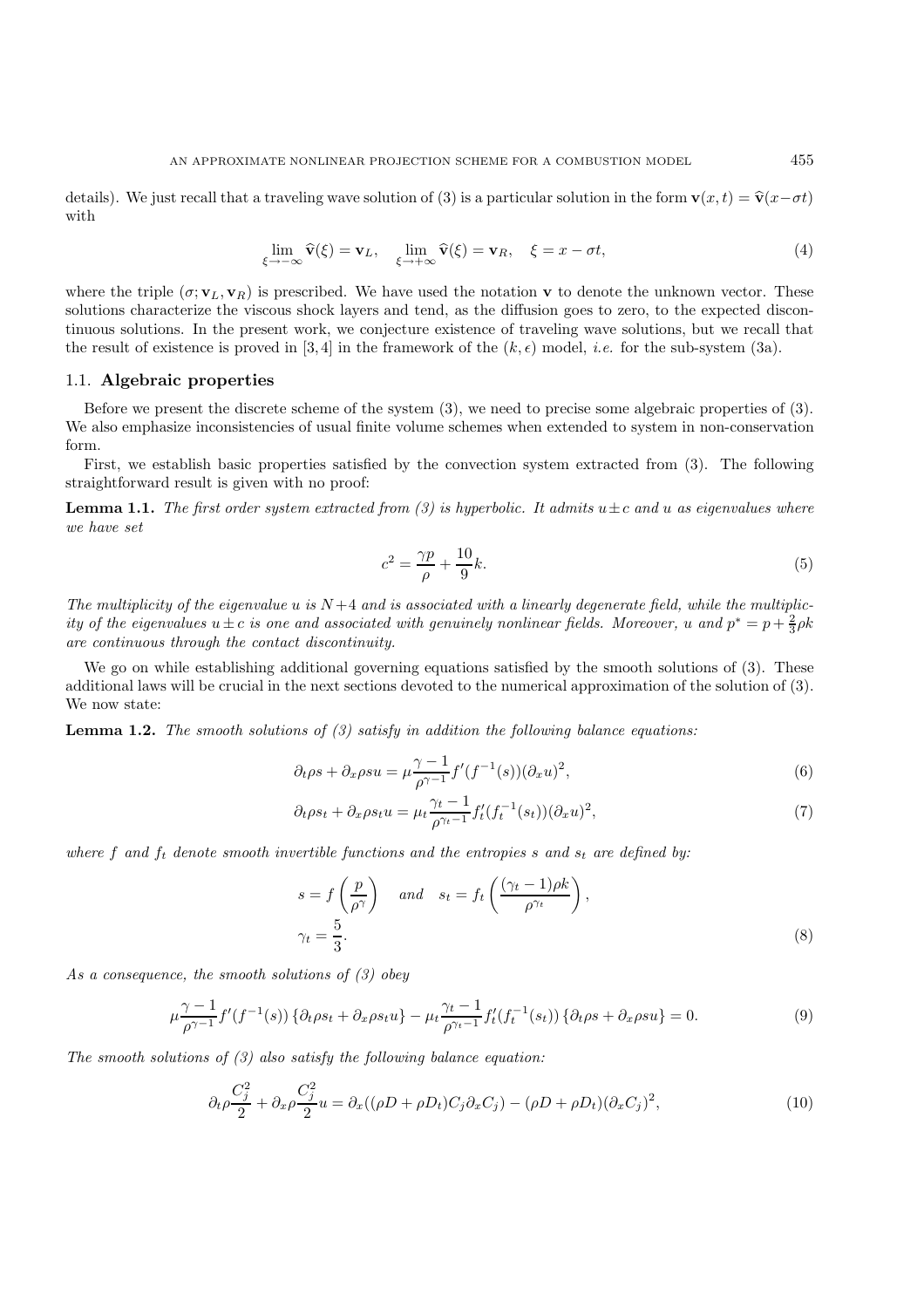details). We just recall that a traveling wave solution of (3) is a particular solution in the form $\mathbf{v}(x,t) = \widehat{\mathbf{v}}(x-\sigma t)$ with

$$\lim_{\xi\to-\infty}\widehat{\mathbf{v}}(\xi) = \mathbf{v}_L, \quad \lim_{\xi\to+\infty}\widehat{\mathbf{v}}(\xi) = \mathbf{v}_R, \quad \xi = x-\sigma t, \tag{4}$$

where the triple $(\sigma; \mathbf{v}_L, \mathbf{v}_R)$ is prescribed. We have used the notation $\mathbf{v}$ to denote the unknown vector. These solutions characterize the viscous shock layers and tend, as the diffusion goes to zero, to the expected discontinuous solutions. In the present work, we conjecture existence of traveling wave solutions, but we recall that the result of existence is proved in [3, 4] in the framework of the $(k, \epsilon)$ model, *i.e.* for the sub-system (3a).

### 1.1. Algebraic properties

Before we present the discrete scheme of the system (3), we need to precise some algebraic properties of (3). We also emphasize inconsistencies of usual finite volume schemes when extended to system in non-conservation form.

First, we establish basic properties satisfied by the convection system extracted from (3). The following straightforward result is given with no proof:

**Lemma 1.1.** *The first order system extracted from (3) is hyperbolic. It admits $u \pm c$ and $u$ as eigenvalues where we have set*

$$c^2 = \frac{\gamma p}{\rho} + \frac{10}{9}k. \tag{5}$$

*The multiplicity of the eigenvalue $u$ is $N+4$ and is associated with a linearly degenerate field, while the multiplicity of the eigenvalues $u \pm c$ is one and associated with genuinely nonlinear fields. Moreover, $u$ and $p^* = p + \frac{2}{3}\rho k$ are continuous through the contact discontinuity.*

We go on while establishing additional governing equations satisfied by the smooth solutions of (3). These additional laws will be crucial in the next sections devoted to the numerical approximation of the solution of (3). We now state:

**Lemma 1.2.** *The smooth solutions of (3) satisfy in addition the following balance equations:*

$$\partial_t \rho s + \partial_x \rho s u = \mu \frac{\gamma-1}{\rho^{\gamma-1}} f'(f^{-1}(s))(\partial_x u)^2, \tag{6}$$

$$\partial_t \rho s_t + \partial_x \rho s_t u = \mu_t \frac{\gamma_t-1}{\rho^{\gamma_t-1}} f_t'(f_t^{-1}(s_t))(\partial_x u)^2, \tag{7}$$

*where $f$ and $f_t$ denote smooth invertible functions and the entropies $s$ and $s_t$ are defined by:*

$$s = f\left(\frac{p}{\rho^\gamma}\right) \quad \text{and} \quad s_t = f_t\left(\frac{(\gamma_t-1)\rho k}{\rho^{\gamma_t}}\right),$$
$$\gamma_t = \frac{5}{3}. \tag{8}$$

*As a consequence, the smooth solutions of (3) obey*

$$\mu\frac{\gamma-1}{\rho^{\gamma-1}} f'(f^{-1}(s))\left\{\partial_t \rho s_t + \partial_x \rho s_t u\right\} - \mu_t \frac{\gamma_t-1}{\rho^{\gamma_t-1}} f_t'(f_t^{-1}(s_t))\left\{\partial_t \rho s + \partial_x \rho s u\right\} = 0. \tag{9}$$

*The smooth solutions of (3) also satisfy the following balance equation:*

$$\partial_t \rho \frac{C_j^2}{2} + \partial_x \rho \frac{C_j^2}{2} u = \partial_x((\rho D + \rho D_t) C_j \partial_x C_j) - (\rho D + \rho D_t)(\partial_x C_j)^2, \tag{10}$$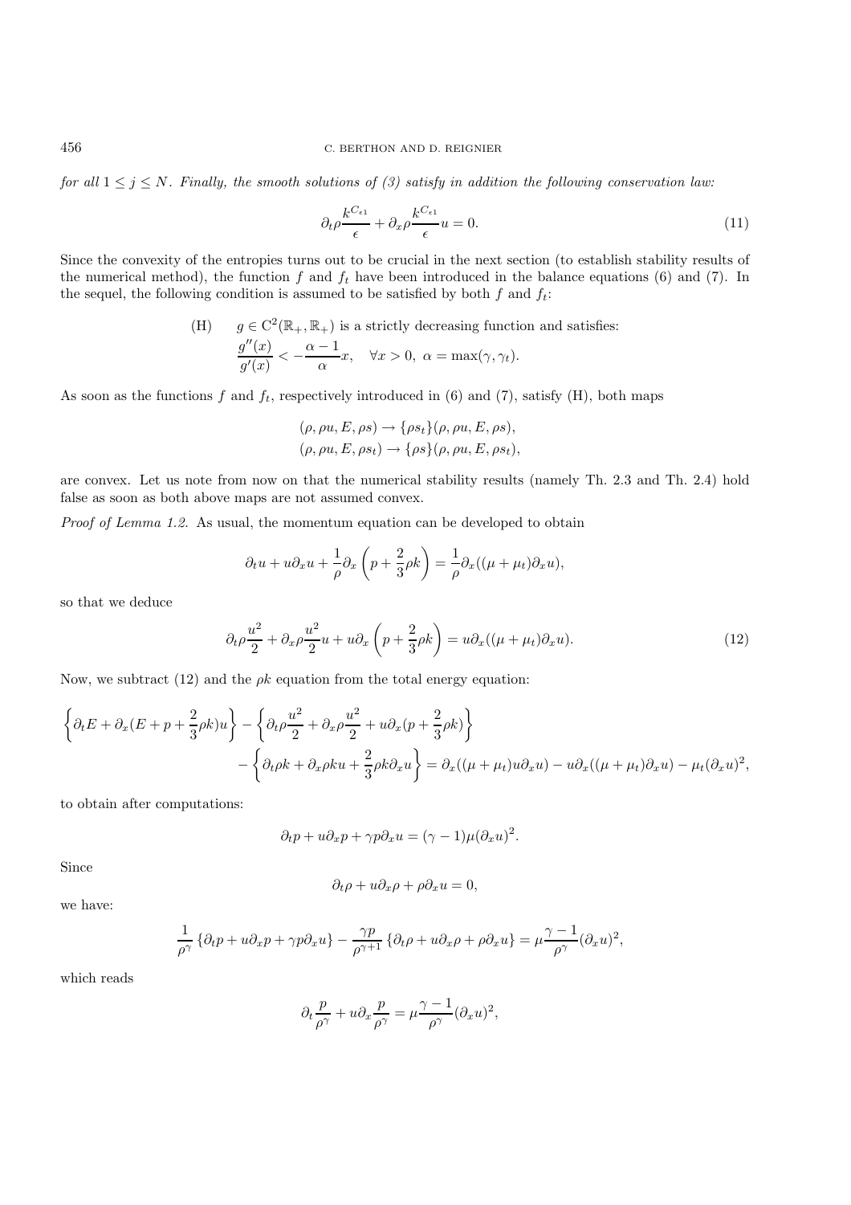*for all $1 \leq j \leq N$. Finally, the smooth solutions of (3) satisfy in addition the following conservation law:*

$$\partial_t \rho \frac{k^{C_{\epsilon 1}}}{\epsilon} + \partial_x \rho \frac{k^{C_{\epsilon 1}}}{\epsilon} u = 0. \tag{11}$$

Since the convexity of the entropies turns out to be crucial in the next section (to establish stability results of the numerical method), the function $f$ and $f_t$ have been introduced in the balance equations (6) and (7). In the sequel, the following condition is assumed to be satisfied by both $f$ and $f_t$:

(H) $\quad g \in \mathrm{C}^2(\mathbb{R}_+, \mathbb{R}_+)$ is a strictly decreasing function and satisfies:
$$\frac{g''(x)}{g'(x)} < -\frac{\alpha - 1}{\alpha} x, \quad \forall x > 0, \ \alpha = \max(\gamma, \gamma_t).$$

As soon as the functions $f$ and $f_t$, respectively introduced in (6) and (7), satisfy (H), both maps

$$(\rho, \rho u, E, \rho s) \rightarrow \{\rho s_t\}(\rho, \rho u, E, \rho s),$$
$$(\rho, \rho u, E, \rho s_t) \rightarrow \{\rho s\}(\rho, \rho u, E, \rho s_t),$$

are convex. Let us note from now on that the numerical stability results (namely Th. 2.3 and Th. 2.4) hold false as soon as both above maps are not assumed convex.

*Proof of Lemma 1.2.* As usual, the momentum equation can be developed to obtain

$$\partial_t u + u \partial_x u + \frac{1}{\rho} \partial_x \left( p + \frac{2}{3} \rho k \right) = \frac{1}{\rho} \partial_x ((\mu + \mu_t) \partial_x u),$$

so that we deduce

$$\partial_t \rho \frac{u^2}{2} + \partial_x \rho \frac{u^2}{2} u + u \partial_x \left( p + \frac{2}{3} \rho k \right) = u \partial_x ((\mu + \mu_t) \partial_x u). \tag{12}$$

Now, we subtract (12) and the $\rho k$ equation from the total energy equation:

$$\left\{ \partial_t E + \partial_x (E + p + \frac{2}{3} \rho k) u \right\} - \left\{ \partial_t \rho \frac{u^2}{2} + \partial_x \rho \frac{u^2}{2} + u \partial_x (p + \frac{2}{3} \rho k) \right\}$$
$$- \left\{ \partial_t \rho k + \partial_x \rho k u + \frac{2}{3} \rho k \partial_x u \right\} = \partial_x ((\mu + \mu_t) u \partial_x u) - u \partial_x ((\mu + \mu_t) \partial_x u) - \mu_t (\partial_x u)^2,$$

to obtain after computations:

$$\partial_t p + u \partial_x p + \gamma p \partial_x u = (\gamma - 1) \mu (\partial_x u)^2.$$

Since

$$\partial_t \rho + u \partial_x \rho + \rho \partial_x u = 0,$$

we have:

$$\frac{1}{\rho^\gamma} \left\{ \partial_t p + u \partial_x p + \gamma p \partial_x u \right\} - \frac{\gamma p}{\rho^{\gamma+1}} \left\{ \partial_t \rho + u \partial_x \rho + \rho \partial_x u \right\} = \mu \frac{\gamma - 1}{\rho^\gamma} (\partial_x u)^2,$$

which reads

$$\partial_t \frac{p}{\rho^\gamma} + u \partial_x \frac{p}{\rho^\gamma} = \mu \frac{\gamma - 1}{\rho^\gamma} (\partial_x u)^2,$$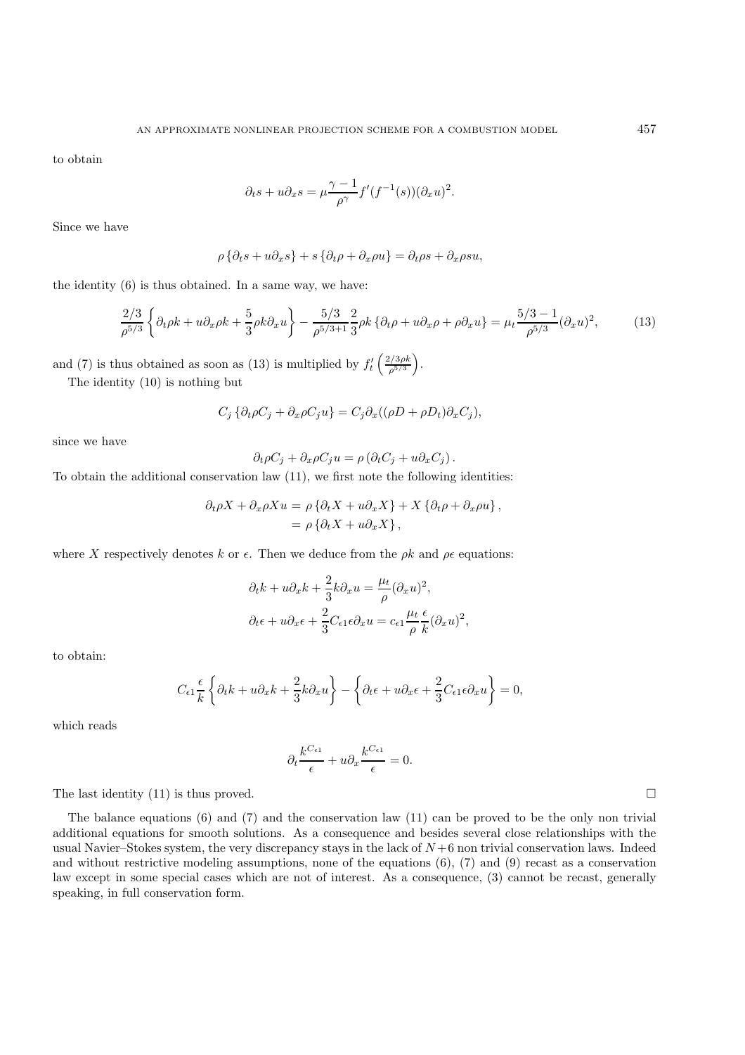to obtain

$$\partial_t s + u\partial_x s = \mu \frac{\gamma - 1}{\rho^\gamma} f'(f^{-1}(s))(\partial_x u)^2.$$

Since we have

$$\rho \left\{ \partial_t s + u\partial_x s \right\} + s \left\{ \partial_t \rho + \partial_x \rho u \right\} = \partial_t \rho s + \partial_x \rho s u,$$

the identity (6) is thus obtained. In a same way, we have:

$$\frac{2/3}{\rho^{5/3}} \left\{ \partial_t \rho k + u \partial_x \rho k + \frac{5}{3} \rho k \partial_x u \right\} - \frac{5/3}{\rho^{5/3+1}} \frac{2}{3} \rho k \left\{ \partial_t \rho + u \partial_x \rho + \rho \partial_x u \right\} = \mu_t \frac{5/3 - 1}{\rho^{5/3}} (\partial_x u)^2, \tag{13}$$

and (7) is thus obtained as soon as (13) is multiplied by $f_t'\left(\frac{2/3\rho k}{\rho^{5/3}}\right)$.

The identity (10) is nothing but

$$C_j \left\{ \partial_t \rho C_j + \partial_x \rho C_j u \right\} = C_j \partial_x ((\rho D + \rho D_t) \partial_x C_j),$$

since we have

$$\partial_t \rho C_j + \partial_x \rho C_j u = \rho \left( \partial_t C_j + u \partial_x C_j \right).$$

To obtain the additional conservation law (11), we first note the following identities:

$$\begin{aligned} \partial_t \rho X + \partial_x \rho X u &= \rho \left\{ \partial_t X + u \partial_x X \right\} + X \left\{ \partial_t \rho + \partial_x \rho u \right\}, \\ &= \rho \left\{ \partial_t X + u \partial_x X \right\}, \end{aligned}$$

where $X$ respectively denotes $k$ or $\epsilon$. Then we deduce from the $\rho k$ and $\rho \epsilon$ equations:

$$\begin{aligned} &\partial_t k + u \partial_x k + \frac{2}{3} k \partial_x u = \frac{\mu_t}{\rho} (\partial_x u)^2, \\ &\partial_t \epsilon + u \partial_x \epsilon + \frac{2}{3} C_{\epsilon 1} \epsilon \partial_x u = c_{\epsilon 1} \frac{\mu_t}{\rho} \frac{\epsilon}{k} (\partial_x u)^2, \end{aligned}$$

to obtain:

$$C_{\epsilon 1} \frac{\epsilon}{k} \left\{ \partial_t k + u \partial_x k + \frac{2}{3} k \partial_x u \right\} - \left\{ \partial_t \epsilon + u \partial_x \epsilon + \frac{2}{3} C_{\epsilon 1} \epsilon \partial_x u \right\} = 0,$$

which reads

$$\partial_t \frac{k^{C_{\epsilon 1}}}{\epsilon} + u \partial_x \frac{k^{C_{\epsilon 1}}}{\epsilon} = 0.$$

The last identity (11) is thus proved. □

The balance equations (6) and (7) and the conservation law (11) can be proved to be the only non trivial additional equations for smooth solutions. As a consequence and besides several close relationships with the usual Navier–Stokes system, the very discrepancy stays in the lack of $N+6$ non trivial conservation laws. Indeed and without restrictive modeling assumptions, none of the equations (6), (7) and (9) recast as a conservation law except in some special cases which are not of interest. As a consequence, (3) cannot be recast, generally speaking, in full conservation form.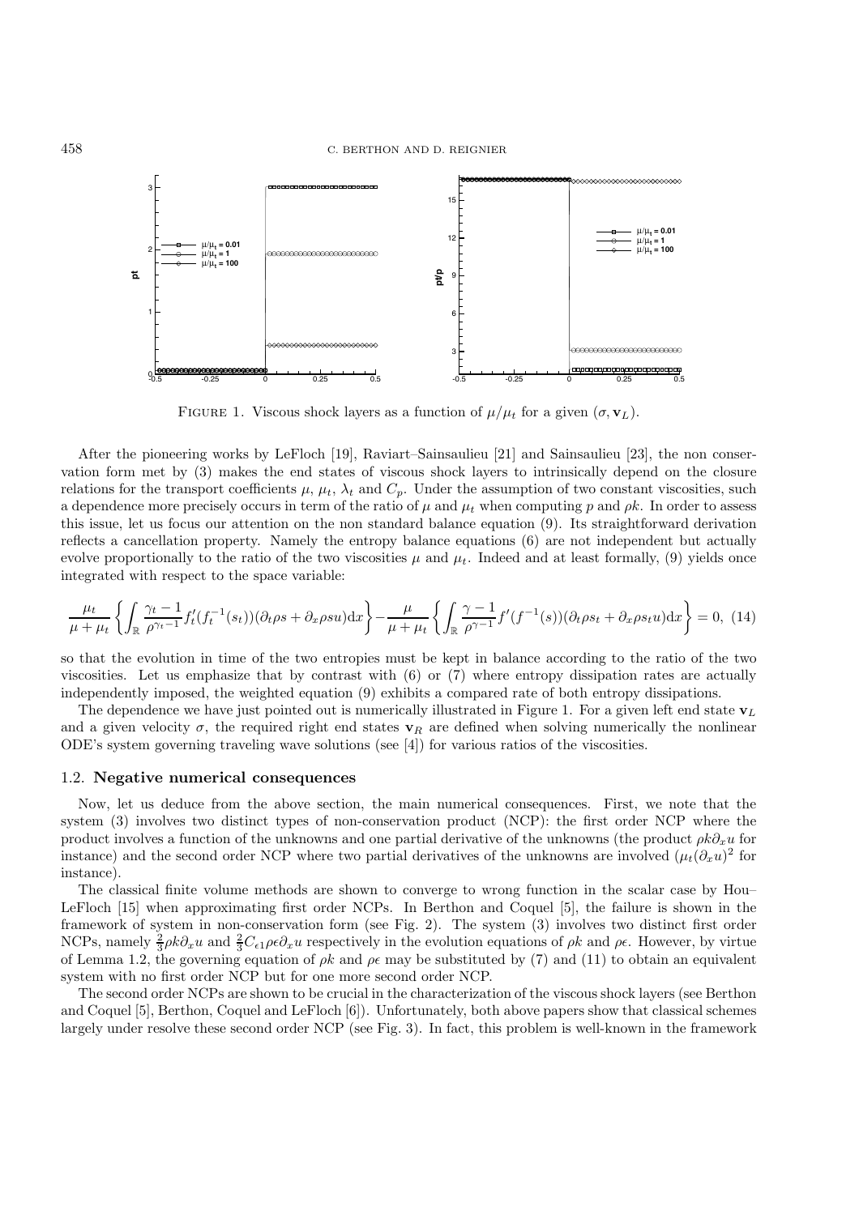FIGURE 1. Viscous shock layers as a function of $\mu/\mu_t$ for a given $(\sigma, \mathbf{v}_L)$.

After the pioneering works by LeFloch [19], Raviart–Sainsaulieu [21] and Sainsaulieu [23], the non conservation form met by (3) makes the end states of viscous shock layers to intrinsically depend on the closure relations for the transport coefficients $\mu$, $\mu_t$, $\lambda_t$ and $C_p$. Under the assumption of two constant viscosities, such a dependence more precisely occurs in term of the ratio of $\mu$ and $\mu_t$ when computing $p$ and $\rho k$. In order to assess this issue, let us focus our attention on the non standard balance equation (9). Its straightforward derivation reflects a cancellation property. Namely the entropy balance equations (6) are not independent but actually evolve proportionally to the ratio of the two viscosities $\mu$ and $\mu_t$. Indeed and at least formally, (9) yields once integrated with respect to the space variable:

$$\frac{\mu_t}{\mu+\mu_t}\left\{\int_{\mathbb{R}} \frac{\gamma_t - 1}{\rho^{\gamma_t - 1}} f_t'(f_t^{-1}(s_t))(\partial_t \rho s + \partial_x \rho s u)\mathrm{d}x\right\} - \frac{\mu}{\mu+\mu_t}\left\{\int_{\mathbb{R}} \frac{\gamma - 1}{\rho^{\gamma - 1}} f'(f^{-1}(s))(\partial_t \rho s_t + \partial_x \rho s_t u)\mathrm{d}x\right\} = 0, \quad (14)$$

so that the evolution in time of the two entropies must be kept in balance according to the ratio of the two viscosities. Let us emphasize that by contrast with (6) or (7) where entropy dissipation rates are actually independently imposed, the weighted equation (9) exhibits a compared rate of both entropy dissipations.

The dependence we have just pointed out is numerically illustrated in Figure 1. For a given left end state $\mathbf{v}_L$ and a given velocity $\sigma$, the required right end states $\mathbf{v}_R$ are defined when solving numerically the nonlinear ODE's system governing traveling wave solutions (see [4]) for various ratios of the viscosities.

### 1.2. Negative numerical consequences

Now, let us deduce from the above section, the main numerical consequences. First, we note that the system (3) involves two distinct types of non-conservation product (NCP): the first order NCP where the product involves a function of the unknowns and one partial derivative of the unknowns (the product $\rho k \partial_x u$ for instance) and the second order NCP where two partial derivatives of the unknowns are involved ($\mu_t(\partial_x u)^2$ for instance).

The classical finite volume methods are shown to converge to wrong function in the scalar case by Hou–LeFloch [15] when approximating first order NCPs. In Berthon and Coquel [5], the failure is shown in the framework of system in non-conservation form (see Fig. 2). The system (3) involves two distinct first order NCPs, namely $\frac{2}{3}\rho k \partial_x u$ and $\frac{2}{3}C_{\epsilon 1}\rho\epsilon\partial_x u$ respectively in the evolution equations of $\rho k$ and $\rho\epsilon$. However, by virtue of Lemma 1.2, the governing equation of $\rho k$ and $\rho\epsilon$ may be substituted by (7) and (11) to obtain an equivalent system with no first order NCP but for one more second order NCP.

The second order NCPs are shown to be crucial in the characterization of the viscous shock layers (see Berthon and Coquel [5], Berthon, Coquel and LeFloch [6]). Unfortunately, both above papers show that classical schemes largely under resolve these second order NCP (see Fig. 3). In fact, this problem is well-known in the framework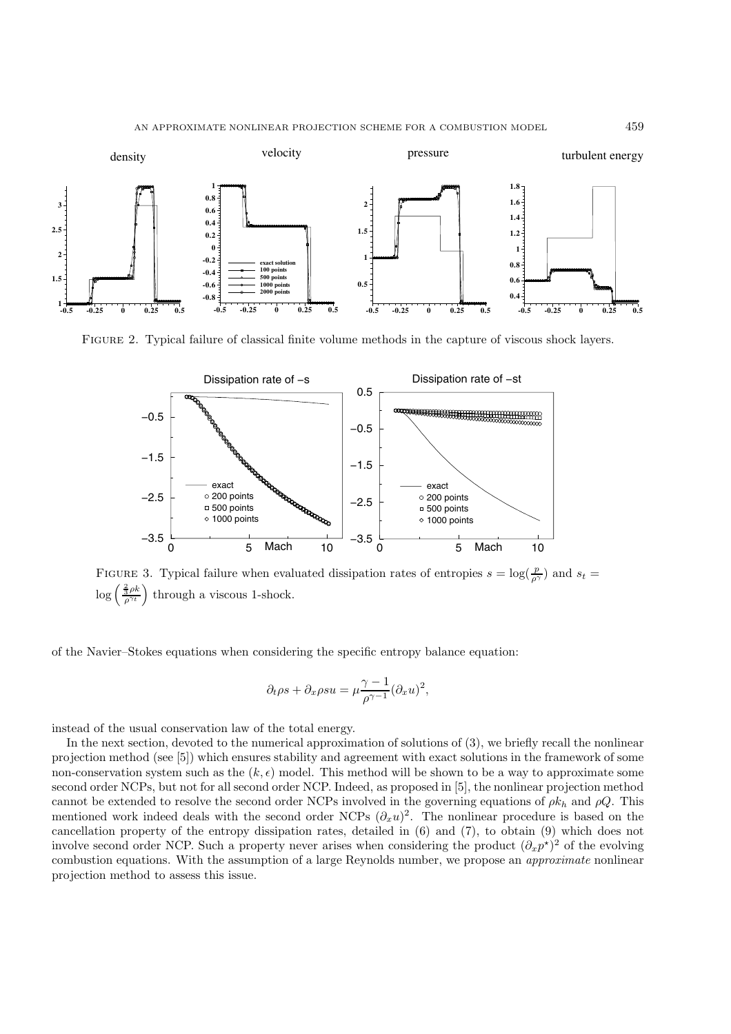FIGURE 2. Typical failure of classical finite volume methods in the capture of viscous shock layers.

FIGURE 3. Typical failure when evaluated dissipation rates of entropies $s = \log(\frac{p}{\rho^\gamma})$ and $s_t = \log\left(\frac{\frac{2}{3}\rho k}{\rho^{\gamma_t}}\right)$ through a viscous 1-shock.

of the Navier–Stokes equations when considering the specific entropy balance equation:

$$\partial_t \rho s + \partial_x \rho s u = \mu \frac{\gamma - 1}{\rho^{\gamma-1}} (\partial_x u)^2,$$

instead of the usual conservation law of the total energy.

In the next section, devoted to the numerical approximation of solutions of (3), we briefly recall the nonlinear projection method (see [5]) which ensures stability and agreement with exact solutions in the framework of some non-conservation system such as the $(k, \epsilon)$ model. This method will be shown to be a way to approximate some second order NCPs, but not for all second order NCP. Indeed, as proposed in [5], the nonlinear projection method cannot be extended to resolve the second order NCPs involved in the governing equations of $\rho k_h$ and $\rho Q$. This mentioned work indeed deals with the second order NCPs $(\partial_x u)^2$. The nonlinear procedure is based on the cancellation property of the entropy dissipation rates, detailed in (6) and (7), to obtain (9) which does not involve second order NCP. Such a property never arises when considering the product $(\partial_x p^\star)^2$ of the evolving combustion equations. With the assumption of a large Reynolds number, we propose an *approximate* nonlinear projection method to assess this issue.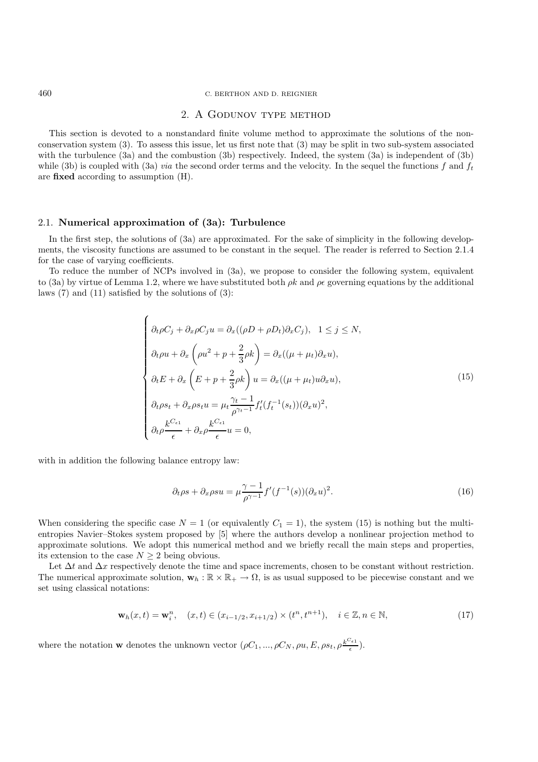## 2. A Godunov type method

This section is devoted to a nonstandard finite volume method to approximate the solutions of the nonconservation system (3). To assess this issue, let us first note that (3) may be split in two sub-system associated with the turbulence (3a) and the combustion (3b) respectively. Indeed, the system (3a) is independent of (3b) while (3b) is coupled with (3a) *via* the second order terms and the velocity. In the sequel the functions $f$ and $f_t$ are **fixed** according to assumption (H).

### 2.1. Numerical approximation of (3a): Turbulence

In the first step, the solutions of (3a) are approximated. For the sake of simplicity in the following developments, the viscosity functions are assumed to be constant in the sequel. The reader is referred to Section 2.1.4 for the case of varying coefficients.

To reduce the number of NCPs involved in (3a), we propose to consider the following system, equivalent to (3a) by virtue of Lemma 1.2, where we have substituted both $\rho k$ and $\rho\epsilon$ governing equations by the additional laws (7) and (11) satisfied by the solutions of (3):

$$
\begin{cases}
\partial_t \rho C_j + \partial_x \rho C_j u = \partial_x((\rho D + \rho D_t)\partial_x C_j), \quad 1 \leq j \leq N, \\
\partial_t \rho u + \partial_x \left(\rho u^2 + p + \dfrac{2}{3}\rho k\right) = \partial_x((\mu + \mu_t)\partial_x u), \\
\partial_t E + \partial_x \left(E + p + \dfrac{2}{3}\rho k\right) u = \partial_x((\mu + \mu_t) u \partial_x u), \\
\partial_t \rho s_t + \partial_x \rho s_t u = \mu_t \dfrac{\gamma_t - 1}{\rho^{\gamma_t - 1}} f_t'(f_t^{-1}(s_t))(\partial_x u)^2, \\
\partial_t \rho \dfrac{k^{C_{\epsilon 1}}}{\epsilon} + \partial_x \rho \dfrac{k^{C_{\epsilon 1}}}{\epsilon} u = 0,
\end{cases}
\tag{15}
$$

with in addition the following balance entropy law:

$$
\partial_t \rho s + \partial_x \rho s u = \mu \frac{\gamma - 1}{\rho^{\gamma - 1}} f'(f^{-1}(s))(\partial_x u)^2. \tag{16}
$$

When considering the specific case $N = 1$ (or equivalently $C_1 = 1$), the system (15) is nothing but the multi-entropies Navier–Stokes system proposed by [5] where the authors develop a nonlinear projection method to approximate solutions. We adopt this numerical method and we briefly recall the main steps and properties, its extension to the case $N \geq 2$ being obvious.

Let $\Delta t$ and $\Delta x$ respectively denote the time and space increments, chosen to be constant without restriction. The numerical approximate solution, $\mathbf{w}_h : \mathbb{R} \times \mathbb{R}_+ \to \Omega$, is as usual supposed to be piecewise constant and we set using classical notations:

$$
\mathbf{w}_h(x,t) = \mathbf{w}_i^n, \quad (x,t) \in (x_{i-1/2}, x_{i+1/2}) \times (t^n, t^{n+1}), \quad i \in \mathbb{Z}, n \in \mathbb{N}, \tag{17}
$$

where the notation $\mathbf{w}$ denotes the unknown vector $(\rho C_1, ..., \rho C_N, \rho u, E, \rho s_t, \rho \frac{k^{C_{\epsilon 1}}}{\epsilon})$.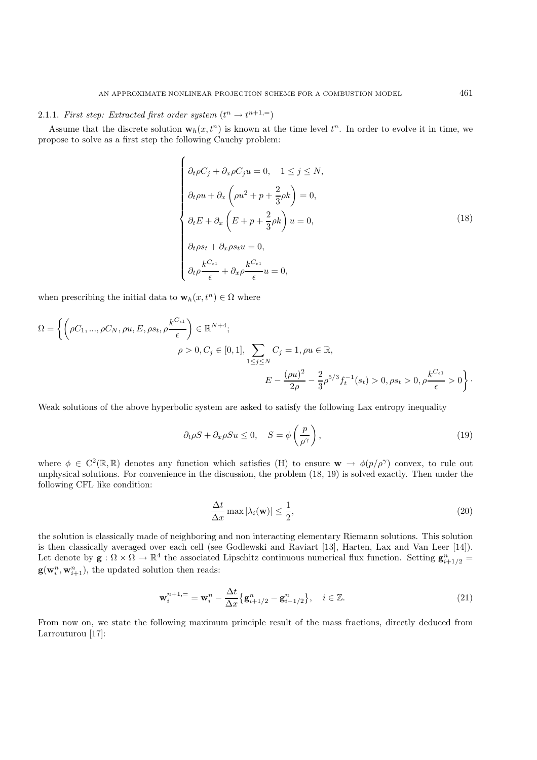#### 2.1.1. *First step: Extracted first order system* ($t^n \to t^{n+1,=}$)

Assume that the discrete solution $\mathbf{w}_h(x, t^n)$ is known at the time level $t^n$. In order to evolve it in time, we propose to solve as a first step the following Cauchy problem:

$$
\begin{cases}
\partial_t \rho C_j + \partial_x \rho C_j u = 0, \quad 1 \leq j \leq N, \\[2mm]
\partial_t \rho u + \partial_x \left( \rho u^2 + p + \dfrac{2}{3}\rho k \right) = 0, \\[2mm]
\partial_t E + \partial_x \left( E + p + \dfrac{2}{3}\rho k \right) u = 0, \\[2mm]
\partial_t \rho s_t + \partial_x \rho s_t u = 0, \\[2mm]
\partial_t \rho \dfrac{k^{C_{\epsilon 1}}}{\epsilon} + \partial_x \rho \dfrac{k^{C_{\epsilon 1}}}{\epsilon} u = 0,
\end{cases}
\tag{18}
$$

when prescribing the initial data to $\mathbf{w}_h(x, t^n) \in \Omega$ where

$$
\Omega = \left\{ \left( \rho C_1, ..., \rho C_N, \rho u, E, \rho s_t, \rho \frac{k^{C_{\epsilon 1}}}{\epsilon} \right) \in \mathbb{R}^{N+4}; \right. \\
\rho > 0, C_j \in [0, 1], \sum_{1 \leq j \leq N} C_j = 1, \rho u \in \mathbb{R}, \\
\left. E - \frac{(\rho u)^2}{2\rho} - \frac{2}{3}\rho^{5/3} f_t^{-1}(s_t) > 0, \rho s_t > 0, \rho \frac{k^{C_{\epsilon 1}}}{\epsilon} > 0 \right\} \cdot
$$

Weak solutions of the above hyperbolic system are asked to satisfy the following Lax entropy inequality

$$
\partial_t \rho S + \partial_x \rho S u \leq 0, \quad S = \phi \left( \frac{p}{\rho^\gamma} \right),
\tag{19}
$$

where $\phi \in C^2(\mathbb{R}, \mathbb{R})$ denotes any function which satisfies (H) to ensure $\mathbf{w} \to \phi(p/\rho^\gamma)$ convex, to rule out unphysical solutions. For convenience in the discussion, the problem (18, 19) is solved exactly. Then under the following CFL like condition:

$$
\frac{\Delta t}{\Delta x} \max |\lambda_i(\mathbf{w})| \leq \frac{1}{2},
\tag{20}
$$

the solution is classically made of neighboring and non interacting elementary Riemann solutions. This solution is then classically averaged over each cell (see Godlewski and Raviart [13], Harten, Lax and Van Leer [14]). Let denote by $\mathbf{g} : \Omega \times \Omega \to \mathbb{R}^4$ the associated Lipschitz continuous numerical flux function. Setting $\mathbf{g}^n_{i+1/2} = \mathbf{g}(\mathbf{w}^n_i, \mathbf{w}^n_{i+1})$, the updated solution then reads:

$$
\mathbf{w}^{n+1,=}_i = \mathbf{w}^n_i - \frac{\Delta t}{\Delta x} \left\{ \mathbf{g}^n_{i+1/2} - \mathbf{g}^n_{i-1/2} \right\}, \quad i \in \mathbb{Z}.
\tag{21}
$$

From now on, we state the following maximum principle result of the mass fractions, directly deduced from Larrouturou [17]: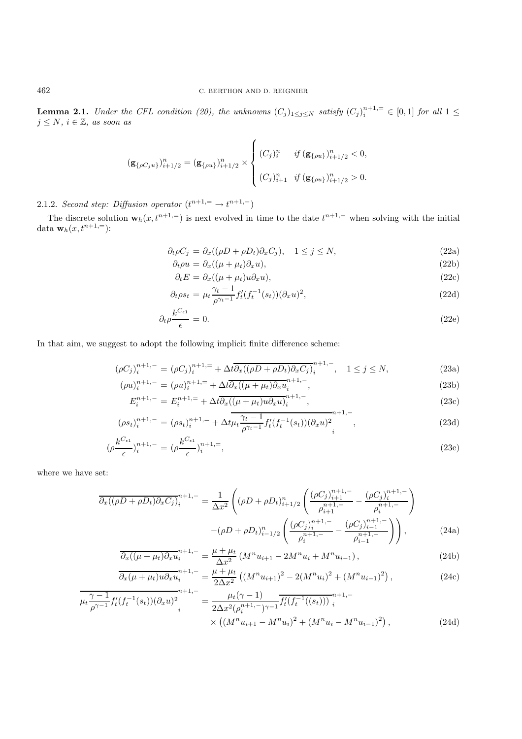**Lemma 2.1.** *Under the CFL condition (20), the unknowns* $(C_j)_{1\leq j\leq N}$ *satisfy* $(C_j)_i^{n+1,=} \in [0,1]$ *for all* $1 \leq j \leq N$, $i \in \mathbb{Z}$, *as soon as*

$$
(\mathbf{g}_{\{\rho C_j u\}})^n_{i+1/2} = (\mathbf{g}_{\{\rho u\}})^n_{i+1/2} \times \begin{cases} (C_j)^n_i & \text{if } (\mathbf{g}_{\{\rho u\}})^n_{i+1/2} < 0, \\ (C_j)^n_{i+1} & \text{if } (\mathbf{g}_{\{\rho u\}})^n_{i+1/2} > 0. \end{cases}
$$

2.1.2. *Second step: Diffusion operator* ($t^{n+1,=} \to t^{n+1,-}$)

The discrete solution $\mathbf{w}_h(x, t^{n+1,=})$ is next evolved in time to the date $t^{n+1,-}$ when solving with the initial data $\mathbf{w}_h(x, t^{n+1,=})$:

$$
\partial_t \rho C_j = \partial_x((\rho D + \rho D_t)\partial_x C_j), \quad 1 \leq j \leq N, \tag{22a}
$$

$$
\partial_t \rho u = \partial_x((\mu + \mu_t)\partial_x u), \tag{22b}
$$

$$
\partial_t E = \partial_x((\mu + \mu_t)u\partial_x u), \tag{22c}
$$

$$
\partial_t \rho s_t = \mu_t \frac{\gamma_t - 1}{\rho^{\gamma_t - 1}} f_t'(f_t^{-1}(s_t))(\partial_x u)^2, \tag{22d}
$$

$$
\partial_t \rho \frac{k^{C_{\epsilon 1}}}{\epsilon} = 0. \tag{22e}
$$

In that aim, we suggest to adopt the following implicit finite difference scheme:

$$
(\rho C_j)_i^{n+1,-} = (\rho C_j)_i^{n+1,=} + \Delta t \overline{\partial_x((\rho D + \rho D_t)\partial_x C_j)}_i^{n+1,-}, \quad 1 \leq j \leq N, \tag{23a}
$$

$$
(\rho u)_i^{n+1,-} = (\rho u)_i^{n+1,=} + \Delta t \overline{\partial_x((\mu + \mu_t)\partial_x u}_i^{n+1,-}, \tag{23b}
$$

$$
E_i^{n+1,-} = E_i^{n+1,=} + \Delta t \overline{\partial_x((\mu + \mu_t)u\partial_x u)}_i^{n+1,-}, \tag{23c}
$$

$$
(\rho s_t)_i^{n+1,-} = (\rho s_t)_i^{n+1,=} + \Delta t \overline{\mu_t \frac{\gamma_t - 1}{\rho^{\gamma_t - 1}} f_t'(f_t^{-1}(s_t))(\partial_x u)^2}_i^{n+1,-}, \tag{23d}
$$

$$
(\rho \frac{k^{C_{\epsilon 1}}}{\epsilon})_i^{n+1,-} = (\rho \frac{k^{C_{\epsilon 1}}}{\epsilon})_i^{n+1,=}, \tag{23e}
$$

where we have set:

$$
\begin{aligned}
\overline{\partial_x((\rho D + \rho D_t)\partial_x C_j)}_i^{n+1,-} = \frac{1}{\Delta x^2} \Bigg( &(\rho D + \rho D_t)^n_{i+1/2} \left( \frac{(\rho C_j)^{n+1,-}_{i+1}}{\rho^{n+1,-}_{i+1}} - \frac{(\rho C_j)^{n+1,-}_{i}}{\rho^{n+1,-}_{i}} \right) \\
&- (\rho D + \rho D_t)^n_{i-1/2} \left( \frac{(\rho C_j)^{n+1,-}_{i}}{\rho^{n+1,-}_{i}} - \frac{(\rho C_j)^{n+1,-}_{i-1}}{\rho^{n+1,-}_{i-1}} \right) \Bigg),
\end{aligned} \tag{24a}
$$

$$
\overline{\partial_x((\mu + \mu_t)\partial_x u}_i^{n+1,-} = \frac{\mu + \mu_t}{\Delta x^2} \left( M^n u_{i+1} - 2M^n u_i + M^n u_{i-1} \right), \tag{24b}
$$

$$
\overline{\partial_x(\mu + \mu_t)u\partial_x u}_i^{n+1,-} = \frac{\mu + \mu_t}{2\Delta x^2} \left( (M^n u_{i+1})^2 - 2(M^n u_i)^2 + (M^n u_{i-1})^2 \right), \tag{24c}
$$

$$
\begin{aligned}
\overline{\mu_t \frac{\gamma - 1}{\rho^{\gamma - 1}} f_t'(f_t^{-1}(s_t))(\partial_x u)^2}_i^{n+1,-} = &\frac{\mu_t(\gamma - 1)}{2\Delta x^2 (\rho_i^{n+1,-})^{\gamma - 1}} \overline{f_t'(f_t^{-1}((s_t)))}_i^{n+1,-} \\
&\times \left( (M^n u_{i+1} - M^n u_i)^2 + (M^n u_i - M^n u_{i-1})^2 \right),
\end{aligned} \tag{24d}
$$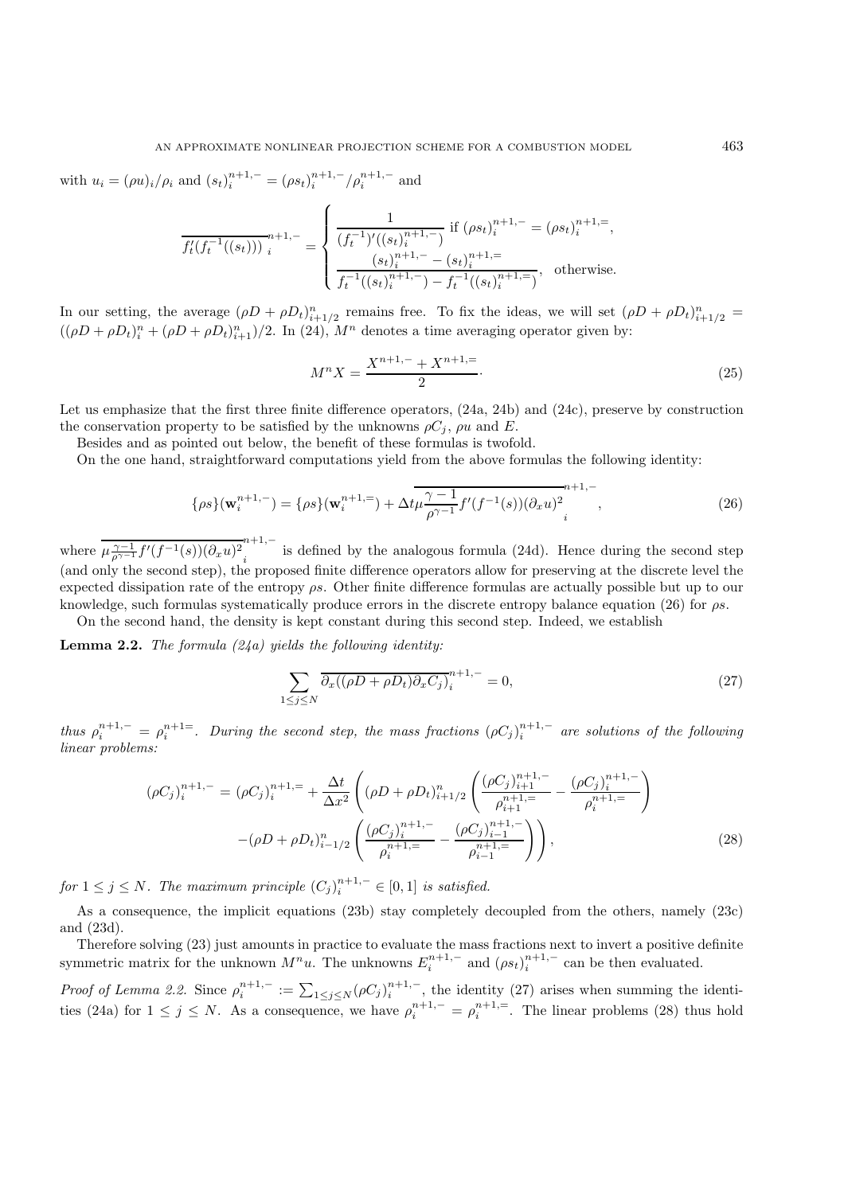with $u_i = (\rho u)_i/\rho_i$ and $(s_t)_i^{n+1,-} = (\rho s_t)_i^{n+1,-}/\rho_i^{n+1,-}$ and

$$
\overline{f_t'(f_t^{-1}((s_t)))}_i^{n+1,-} = \begin{cases} \dfrac{1}{(f_t^{-1})'((s_t)_i^{n+1,-})} \text{ if } (\rho s_t)_i^{n+1,-} = (\rho s_t)_i^{n+1,=}, \\ \dfrac{(s_t)_i^{n+1,-} - (s_t)_i^{n+1,=}}{f_t^{-1}((s_t)_i^{n+1,-}) - f_t^{-1}((s_t)_i^{n+1,=})}, \quad \text{otherwise.} \end{cases}
$$

In our setting, the average $(\rho D + \rho D_t)_{i+1/2}^n$ remains free. To fix the ideas, we will set $(\rho D + \rho D_t)_{i+1/2}^n = ((\rho D + \rho D_t)_i^n + (\rho D + \rho D_t)_{i+1}^n)/2$. In (24), $M^n$ denotes a time averaging operator given by:

$$
M^n X = \frac{X^{n+1,-} + X^{n+1,=}}{2} \cdot \tag{25}
$$

Let us emphasize that the first three finite difference operators, (24a, 24b) and (24c), preserve by construction the conservation property to be satisfied by the unknowns $\rho C_j$, $\rho u$ and $E$.

Besides and as pointed out below, the benefit of these formulas is twofold.

On the one hand, straightforward computations yield from the above formulas the following identity:

$$
\{\rho s\}(\mathbf{w}_i^{n+1,-}) = \{\rho s\}(\mathbf{w}_i^{n+1,=}) + \Delta t \overline{\mu \frac{\gamma - 1}{\rho^{\gamma - 1}} f'(f^{-1}(s))(\partial_x u)^2}_i^{n+1,-}, \tag{26}
$$

where $\overline{\mu \frac{\gamma-1}{\rho^{\gamma-1}} f'(f^{-1}(s))(\partial_x u)^2}_i^{n+1,-}$ is defined by the analogous formula (24d). Hence during the second step (and only the second step), the proposed finite difference operators allow for preserving at the discrete level the expected dissipation rate of the entropy $\rho s$. Other finite difference formulas are actually possible but up to our knowledge, such formulas systematically produce errors in the discrete entropy balance equation (26) for $\rho s$.

On the second hand, the density is kept constant during this second step. Indeed, we establish

**Lemma 2.2.** *The formula (24a) yields the following identity:*

$$
\sum_{1 \le j \le N} \overline{\partial_x((\rho D + \rho D_t)\partial_x C_j)}_i^{n+1,-} = 0, \tag{27}
$$

*thus* $\rho_i^{n+1,-} = \rho_i^{n+1=}$. *During the second step, the mass fractions* $(\rho C_j)_i^{n+1,-}$ *are solutions of the following linear problems:*

$$
\begin{aligned}
(\rho C_j)_i^{n+1,-} = (\rho C_j)_i^{n+1,=} + \frac{\Delta t}{\Delta x^2} \Bigg( (\rho D + \rho D_t)_{i+1/2}^n \left( \frac{(\rho C_j)_{i+1}^{n+1,-}}{\rho_{i+1}^{n+1,=}} - \frac{(\rho C_j)_i^{n+1,-}}{\rho_i^{n+1,=}} \right) \\
- (\rho D + \rho D_t)_{i-1/2}^n \left( \frac{(\rho C_j)_i^{n+1,-}}{\rho_i^{n+1,=}} - \frac{(\rho C_j)_{i-1}^{n+1,-}}{\rho_{i-1}^{n+1,=}} \right) \Bigg),
\end{aligned} \tag{28}
$$

*for* $1 \le j \le N$. *The maximum principle* $(C_j)_i^{n+1,-} \in [0, 1]$ *is satisfied.*

As a consequence, the implicit equations (23b) stay completely decoupled from the others, namely (23c) and (23d).

Therefore solving (23) just amounts in practice to evaluate the mass fractions next to invert a positive definite symmetric matrix for the unknown $M^n u$. The unknowns $E_i^{n+1,-}$ and $(\rho s_t)_i^{n+1,-}$ can be then evaluated.

*Proof of Lemma 2.2.* Since $\rho_i^{n+1,-} := \sum_{1 \le j \le N} (\rho C_j)_i^{n+1,-}$, the identity (27) arises when summing the identities (24a) for $1 \le j \le N$. As a consequence, we have $\rho_i^{n+1,-} = \rho_i^{n+1,=}$. The linear problems (28) thus hold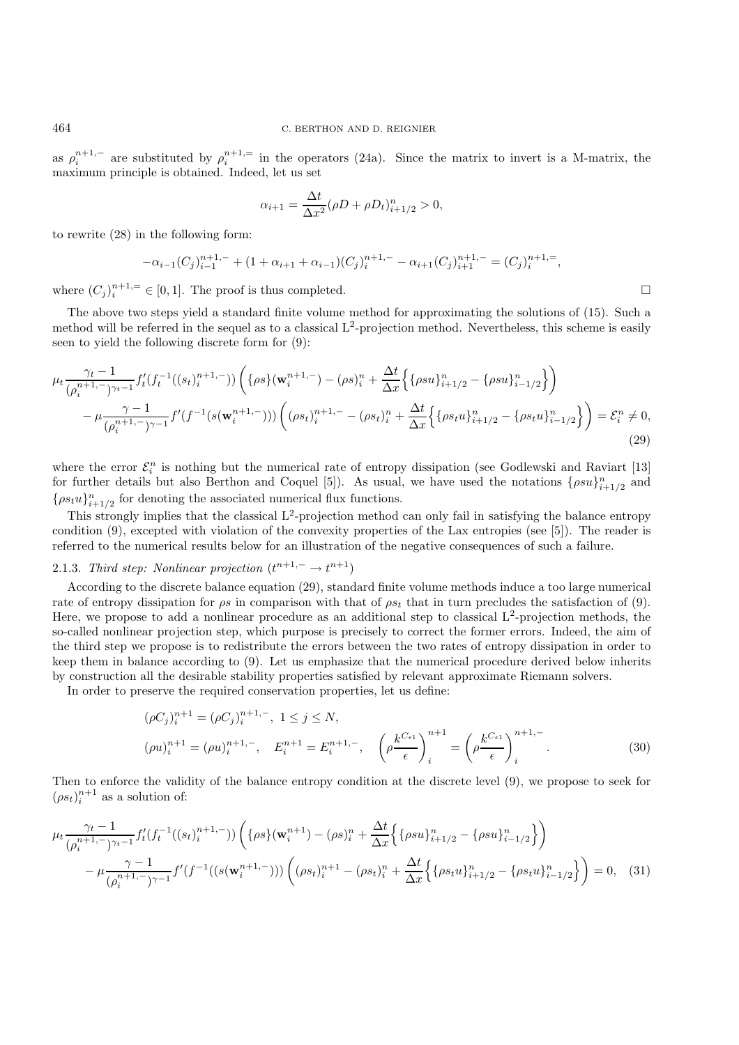as $\rho_i^{n+1,-}$ are substituted by $\rho_i^{n+1,=}$ in the operators (24a). Since the matrix to invert is a M-matrix, the maximum principle is obtained. Indeed, let us set

$$\alpha_{i+1} = \frac{\Delta t}{\Delta x^2}(\rho D + \rho D_t)_{i+1/2}^n > 0,$$

to rewrite (28) in the following form:

$$-\alpha_{i-1}(C_j)_{i-1}^{n+1,-} + (1 + \alpha_{i+1} + \alpha_{i-1})(C_j)_i^{n+1,-} - \alpha_{i+1}(C_j)_{i+1}^{n+1,-} = (C_j)_i^{n+1,=},$$

where $(C_j)_i^{n+1,=} \in [0, 1]$. The proof is thus completed. □

The above two steps yield a standard finite volume method for approximating the solutions of (15). Such a method will be referred in the sequel as to a classical $\mathrm{L}^2$-projection method. Nevertheless, this scheme is easily seen to yield the following discrete form for (9):

$$\mu_t \frac{\gamma_t - 1}{(\rho_i^{n+1,-})^{\gamma_t - 1}} f_t'(f_t^{-1}((s_t)_i^{n+1,-})) \left( \{\rho s\}(\mathbf{w}_i^{n+1,-}) - (\rho s)_i^n + \frac{\Delta t}{\Delta x}\Big\{ \{\rho s u\}_{i+1/2}^n - \{\rho s u\}_{i-1/2}^n \Big\} \right)$$
$$- \mu \frac{\gamma - 1}{(\rho_i^{n+1,-})^{\gamma - 1}} f'(f^{-1}(s(\mathbf{w}_i^{n+1,-}))) \left( (\rho s_t)_i^{n+1,-} - (\rho s_t)_i^n + \frac{\Delta t}{\Delta x}\Big\{ \{\rho s_t u\}_{i+1/2}^n - \{\rho s_t u\}_{i-1/2}^n \Big\} \right) = \mathcal{E}_i^n \neq 0, \tag{29}$$

where the error $\mathcal{E}_i^n$ is nothing but the numerical rate of entropy dissipation (see Godlewski and Raviart [13] for further details but also Berthon and Coquel [5]). As usual, we have used the notations $\{\rho s u\}_{i+1/2}^n$ and $\{\rho s_t u\}_{i+1/2}^n$ for denoting the associated numerical flux functions.

This strongly implies that the classical $\mathrm{L}^2$-projection method can only fail in satisfying the balance entropy condition (9), excepted with violation of the convexity properties of the Lax entropies (see [5]). The reader is referred to the numerical results below for an illustration of the negative consequences of such a failure.

### 2.1.3. *Third step: Nonlinear projection* $(t^{n+1,-} \to t^{n+1})$

According to the discrete balance equation (29), standard finite volume methods induce a too large numerical rate of entropy dissipation for $\rho s$ in comparison with that of $\rho s_t$ that in turn precludes the satisfaction of (9). Here, we propose to add a nonlinear procedure as an additional step to classical $\mathrm{L}^2$-projection methods, the so-called nonlinear projection step, which purpose is precisely to correct the former errors. Indeed, the aim of the third step we propose is to redistribute the errors between the two rates of entropy dissipation in order to keep them in balance according to (9). Let us emphasize that the numerical procedure derived below inherits by construction all the desirable stability properties satisfied by relevant approximate Riemann solvers.

In order to preserve the required conservation properties, let us define:

$$(\rho C_j)_i^{n+1} = (\rho C_j)_i^{n+1,-}, \ 1 \le j \le N,$$
$$(\rho u)_i^{n+1} = (\rho u)_i^{n+1,-}, \quad E_i^{n+1} = E_i^{n+1,-}, \quad \left(\rho \frac{k^{C_{\epsilon 1}}}{\epsilon}\right)_i^{n+1} = \left(\rho \frac{k^{C_{\epsilon 1}}}{\epsilon}\right)_i^{n+1,-}. \tag{30}$$

Then to enforce the validity of the balance entropy condition at the discrete level (9), we propose to seek for $(\rho s_t)_i^{n+1}$ as a solution of:

$$\mu_t \frac{\gamma_t - 1}{(\rho_i^{n+1,-})^{\gamma_t - 1}} f_t'(f_t^{-1}((s_t)_i^{n+1,-})) \left( \{\rho s\}(\mathbf{w}_i^{n+1}) - (\rho s)_i^n + \frac{\Delta t}{\Delta x}\Big\{ \{\rho s u\}_{i+1/2}^n - \{\rho s u\}_{i-1/2}^n \Big\} \right)$$
$$- \mu \frac{\gamma - 1}{(\rho_i^{n+1,-})^{\gamma - 1}} f'(f^{-1}((s(\mathbf{w}_i^{n+1,-}))) \left( (\rho s_t)_i^{n+1} - (\rho s_t)_i^n + \frac{\Delta t}{\Delta x}\Big\{ \{\rho s_t u\}_{i+1/2}^n - \{\rho s_t u\}_{i-1/2}^n \Big\} \right) = 0, \tag{31}$$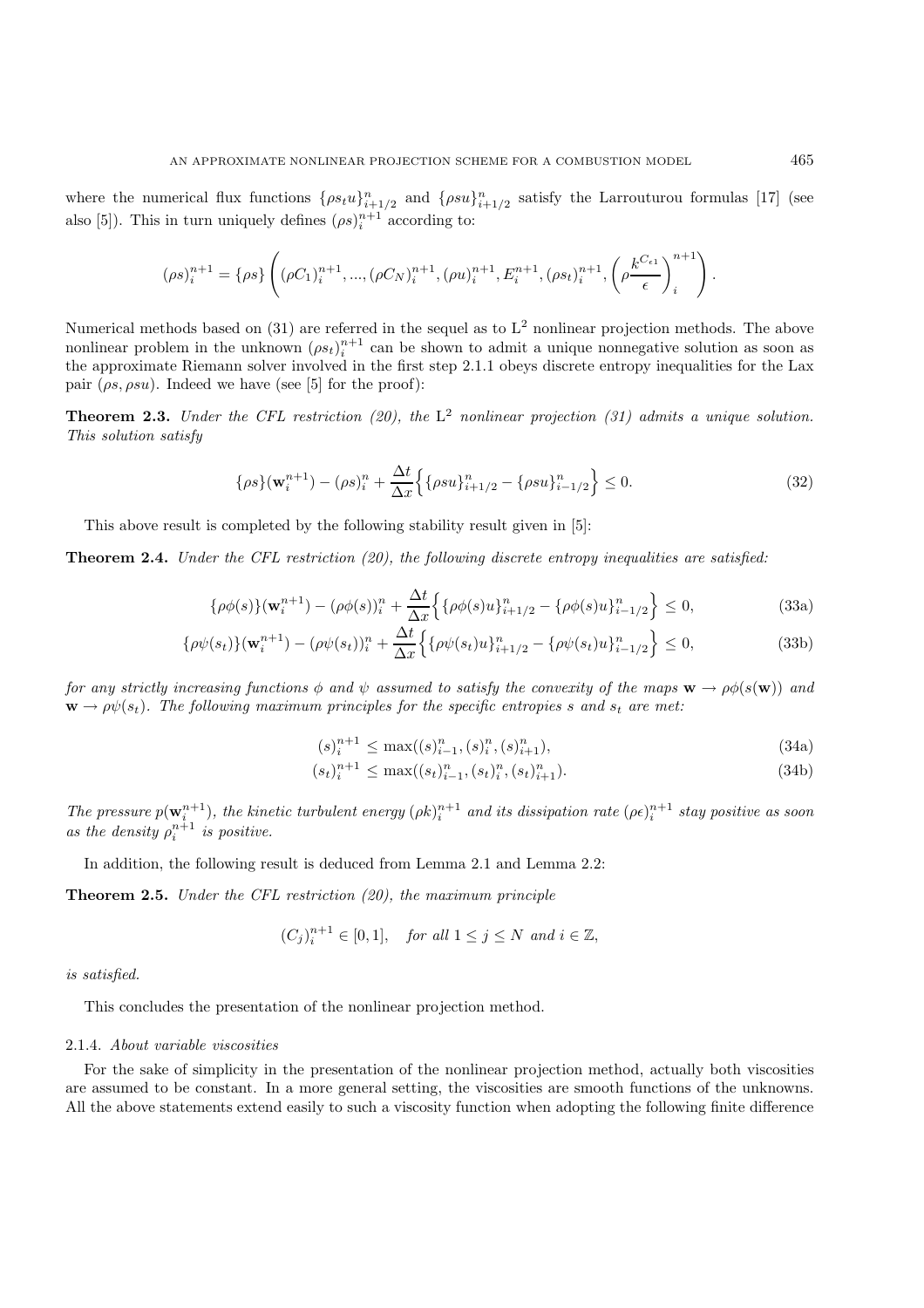where the numerical flux functions $\{\rho s_t u\}_{i+1/2}^n$ and $\{\rho s u\}_{i+1/2}^n$ satisfy the Larrouturou formulas [17] (see also [5]). This in turn uniquely defines $(\rho s)_i^{n+1}$ according to:

$$
(\rho s)_i^{n+1} = \{\rho s\}\left( (\rho C_1)_i^{n+1}, ..., (\rho C_N)_i^{n+1}, (\rho u)_i^{n+1}, E_i^{n+1}, (\rho s_t)_i^{n+1}, \left(\rho \frac{k^{C_{\epsilon 1}}}{\epsilon}\right)_i^{n+1} \right).
$$

Numerical methods based on (31) are referred in the sequel as to $\mathrm{L}^2$ nonlinear projection methods. The above nonlinear problem in the unknown $(\rho s_t)_i^{n+1}$ can be shown to admit a unique nonnegative solution as soon as the approximate Riemann solver involved in the first step 2.1.1 obeys discrete entropy inequalities for the Lax pair $(\rho s, \rho s u)$. Indeed we have (see [5] for the proof):

**Theorem 2.3.** *Under the CFL restriction (20), the* $\mathrm{L}^2$ *nonlinear projection (31) admits a unique solution. This solution satisfy*

$$
\{\rho s\}(\mathbf{w}_i^{n+1}) - (\rho s)_i^n + \frac{\Delta t}{\Delta x}\Big\{ \{\rho s u\}_{i+1/2}^n - \{\rho s u\}_{i-1/2}^n \Big\} \leq 0. \tag{32}
$$

This above result is completed by the following stability result given in [5]:

**Theorem 2.4.** *Under the CFL restriction (20), the following discrete entropy inequalities are satisfied:*

$$
\{\rho \phi(s)\}(\mathbf{w}_i^{n+1}) - (\rho \phi(s))_i^n + \frac{\Delta t}{\Delta x}\Big\{ \{\rho \phi(s) u\}_{i+1/2}^n - \{\rho \phi(s) u\}_{i-1/2}^n \Big\} \leq 0, \tag{33a}
$$

$$
\{\rho \psi(s_t)\}(\mathbf{w}_i^{n+1}) - (\rho \psi(s_t))_i^n + \frac{\Delta t}{\Delta x}\Big\{ \{\rho \psi(s_t) u\}_{i+1/2}^n - \{\rho \psi(s_t) u\}_{i-1/2}^n \Big\} \leq 0, \tag{33b}
$$

*for any strictly increasing functions $\phi$ and $\psi$ assumed to satisfy the convexity of the maps $\mathbf{w} \to \rho\phi(s(\mathbf{w}))$ and $\mathbf{w} \to \rho\psi(s_t)$. The following maximum principles for the specific entropies $s$ and $s_t$ are met:*

$$
(s)_i^{n+1} \leq \max((s)_{i-1}^n, (s)_i^n, (s)_{i+1}^n), \tag{34a}
$$

$$
(s_t)_i^{n+1} \leq \max((s_t)_{i-1}^n, (s_t)_i^n, (s_t)_{i+1}^n). \tag{34b}
$$

*The pressure $p(\mathbf{w}_i^{n+1})$, the kinetic turbulent energy $(\rho k)_i^{n+1}$ and its dissipation rate $(\rho\epsilon)_i^{n+1}$ stay positive as soon as the density $\rho_i^{n+1}$ is positive.*

In addition, the following result is deduced from Lemma 2.1 and Lemma 2.2:

**Theorem 2.5.** *Under the CFL restriction (20), the maximum principle*

$$
(C_j)_i^{n+1} \in [0,1], \quad \textit{for all } 1 \leq j \leq N \textit{ and } i \in \mathbb{Z},
$$

*is satisfied.*

This concludes the presentation of the nonlinear projection method.

#### 2.1.4. *About variable viscosities*

For the sake of simplicity in the presentation of the nonlinear projection method, actually both viscosities are assumed to be constant. In a more general setting, the viscosities are smooth functions of the unknowns. All the above statements extend easily to such a viscosity function when adopting the following finite difference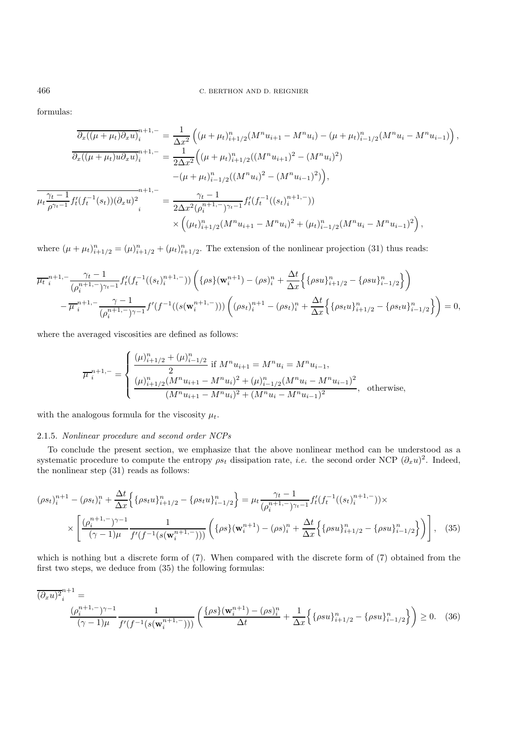formulas:

$$
\begin{aligned}
\overline{\partial_x((\mu+\mu_t)\partial_x u)}_i^{n+1,-} &= \frac{1}{\Delta x^2}\left((\mu+\mu_t)^n_{i+1/2}(M^n u_{i+1} - M^n u_i) - (\mu+\mu_t)^n_{i-1/2}(M^n u_i - M^n u_{i-1})\right),\\
\overline{\partial_x((\mu+\mu_t)u\partial_x u)}_i^{n+1,-} &= \frac{1}{2\Delta x^2}\Big((\mu+\mu_t)^n_{i+1/2}((M^n u_{i+1})^2 - (M^n u_i)^2)\\
&\quad -(\mu+\mu_t)^n_{i-1/2}((M^n u_i)^2 - (M^n u_{i-1})^2)\Big),\\
\overline{\mu_t \frac{\gamma_t - 1}{\rho^{\gamma_t-1}} f_t'(f_t^{-1}(s_t))(\partial_x u)^2}_i^{n+1,-} &= \frac{\gamma_t-1}{2\Delta x^2 (\rho_i^{n+1,-})^{\gamma_t-1}} f_t'(f_t^{-1}((s_t)_i^{n+1,-}))\\
&\quad \times\left((\mu_t)^n_{i+1/2}(M^n u_{i+1} - M^n u_i)^2 + (\mu_t)^n_{i-1/2}(M^n u_i - M^n u_{i-1})^2\right),
\end{aligned}
$$

where $(\mu+\mu_t)^n_{i+1/2} = (\mu)^n_{i+1/2} + (\mu_t)^n_{i+1/2}$. The extension of the nonlinear projection (31) thus reads:

$$
\begin{aligned}
&\overline{\mu_t}_i^{n+1,-} \frac{\gamma_t-1}{(\rho_i^{n+1,-})^{\gamma_t-1}} f_t'(f_t^{-1}((s_t)_i^{n+1,-}))\left(\{\rho s\}(\mathbf{w}_i^{n+1}) - (\rho s)_i^n + \frac{\Delta t}{\Delta x}\Big\{\{\rho s u\}^n_{i+1/2} - \{\rho s u\}^n_{i-1/2}\Big\}\right)\\
&\quad - \overline{\mu}_i^{n+1,-}\frac{\gamma-1}{(\rho_i^{n+1,-})^{\gamma-1}} f'(f^{-1}((s(\mathbf{w}_i^{n+1,-})))\left((\rho s_t)_i^{n+1} - (\rho s_t)_i^n + \frac{\Delta t}{\Delta x}\Big\{\{\rho s_t u\}^n_{i+1/2} - \{\rho s_t u\}^n_{i-1/2}\Big\}\right) = 0,
\end{aligned}
$$

where the averaged viscosities are defined as follows:

$$
\overline{\mu}_i^{n+1,-} = \begin{cases} \dfrac{(\mu)^n_{i+1/2} + (\mu)^n_{i-1/2}}{2} \text{ if } M^n u_{i+1} = M^n u_i = M^n u_{i-1},\\[2ex] \dfrac{(\mu)^n_{i+1/2}(M^n u_{i+1} - M^n u_i)^2 + (\mu)^n_{i-1/2}(M^n u_i - M^n u_{i-1})^2}{(M^n u_{i+1} - M^n u_i)^2 + (M^n u_i - M^n u_{i-1})^2}, \quad \text{otherwise,} \end{cases}
$$

with the analogous formula for the viscosity $\mu_t$.

### 2.1.5. *Nonlinear procedure and second order NCPs*

To conclude the present section, we emphasize that the above nonlinear method can be understood as a systematic procedure to compute the entropy $\rho s_t$ dissipation rate, *i.e.* the second order NCP $(\partial_x u)^2$. Indeed, the nonlinear step (31) reads as follows:

$$
\begin{aligned}
(\rho s_t)_i^{n+1} - (\rho s_t)_i^n + \frac{\Delta t}{\Delta x}\Big\{\{\rho s_t u\}^n_{i+1/2} - \{\rho s_t u\}^n_{i-1/2}\Big\} &= \mu_t \frac{\gamma_t - 1}{(\rho_i^{n+1,-})^{\gamma_t-1}} f_t'(f_t^{-1}((s_t)_i^{n+1,-}))\times\\
\times\left[\frac{(\rho_i^{n+1,-})^{\gamma-1}}{(\gamma-1)\mu}\frac{1}{f'(f^{-1}(s(\mathbf{w}_i^{n+1,-})))}\left(\{\rho s\}(\mathbf{w}_i^{n+1}) - (\rho s)_i^n + \frac{\Delta t}{\Delta x}\Big\{\{\rho s u\}^n_{i+1/2} - \{\rho s u\}^n_{i-1/2}\Big\}\right)\right]&, \quad (35)
\end{aligned}
$$

which is nothing but a discrete form of (7). When compared with the discrete form of (7) obtained from the first two steps, we deduce from (35) the following formulas:

$$
\overline{(\partial_x u)^2}_i^{n+1} = \frac{(\rho_i^{n+1,-})^{\gamma-1}}{(\gamma-1)\mu}\frac{1}{f'(f^{-1}(s(\mathbf{w}_i^{n+1,-})))}\left(\frac{\{\rho s\}(\mathbf{w}_i^{n+1}) - (\rho s)_i^n}{\Delta t} + \frac{1}{\Delta x}\Big\{\{\rho s u\}^n_{i+1/2} - \{\rho s u\}^n_{i-1/2}\Big\}\right) \geq 0. \quad (36)
$$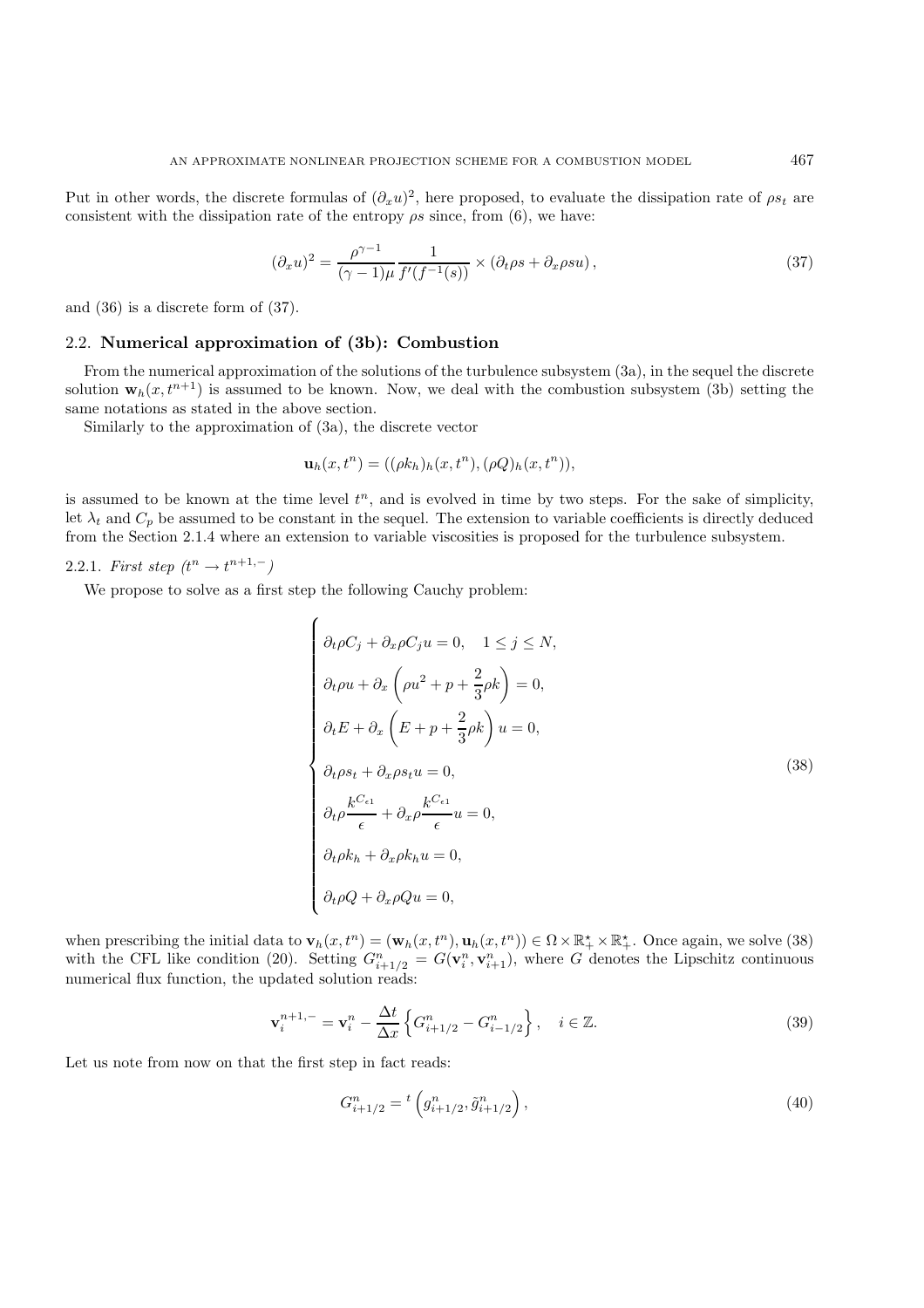Put in other words, the discrete formulas of $(\partial_x u)^2$, here proposed, to evaluate the dissipation rate of $\rho s_t$ are consistent with the dissipation rate of the entropy $\rho s$ since, from (6), we have:

$$(\partial_x u)^2 = \frac{\rho^{\gamma-1}}{(\gamma-1)\mu} \frac{1}{f'(f^{-1}(s))} \times (\partial_t \rho s + \partial_x \rho s u), \tag{37}$$

and (36) is a discrete form of (37).

## 2.2. **Numerical approximation of (3b): Combustion**

From the numerical approximation of the solutions of the turbulence subsystem (3a), in the sequel the discrete solution $\mathbf{w}_h(x, t^{n+1})$ is assumed to be known. Now, we deal with the combustion subsystem (3b) setting the same notations as stated in the above section.

Similarly to the approximation of (3a), the discrete vector

$$\mathbf{u}_h(x, t^n) = ((\rho k_h)_h(x, t^n), (\rho Q)_h(x, t^n)),$$

is assumed to be known at the time level $t^n$, and is evolved in time by two steps. For the sake of simplicity, let $\lambda_t$ and $C_p$ be assumed to be constant in the sequel. The extension to variable coefficients is directly deduced from the Section 2.1.4 where an extension to variable viscosities is proposed for the turbulence subsystem.

### 2.2.1. *First step ($t^n \to t^{n+1,-}$)*

We propose to solve as a first step the following Cauchy problem:

$$\begin{cases}
\partial_t \rho C_j + \partial_x \rho C_j u = 0, \quad 1 \leq j \leq N, \\
\partial_t \rho u + \partial_x \left( \rho u^2 + p + \dfrac{2}{3}\rho k \right) = 0, \\
\partial_t E + \partial_x \left( E + p + \dfrac{2}{3}\rho k \right) u = 0, \\
\partial_t \rho s_t + \partial_x \rho s_t u = 0, \\
\partial_t \rho \dfrac{k^{C_{\epsilon 1}}}{\epsilon} + \partial_x \rho \dfrac{k^{C_{\epsilon 1}}}{\epsilon} u = 0, \\
\partial_t \rho k_h + \partial_x \rho k_h u = 0, \\
\partial_t \rho Q + \partial_x \rho Q u = 0,
\end{cases} \tag{38}$$

when prescribing the initial data to $\mathbf{v}_h(x, t^n) = (\mathbf{w}_h(x, t^n), \mathbf{u}_h(x, t^n)) \in \Omega \times \mathbb{R}_+^\star \times \mathbb{R}_+^\star$. Once again, we solve (38) with the CFL like condition (20). Setting $G_{i+1/2}^n = G(\mathbf{v}_i^n, \mathbf{v}_{i+1}^n)$, where $G$ denotes the Lipschitz continuous numerical flux function, the updated solution reads:

$$\mathbf{v}_i^{n+1,-} = \mathbf{v}_i^n - \frac{\Delta t}{\Delta x} \left\{ G_{i+1/2}^n - G_{i-1/2}^n \right\}, \quad i \in \mathbb{Z}. \tag{39}$$

Let us note from now on that the first step in fact reads:

$$G_{i+1/2}^n = {}^t \left( g_{i+1/2}^n, \tilde{g}_{i+1/2}^n \right), \tag{40}$$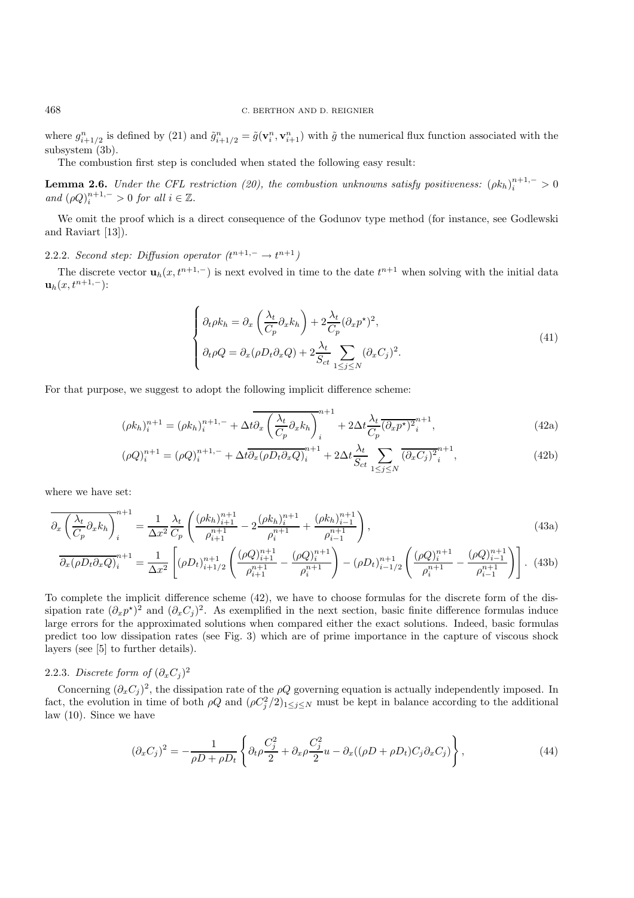where $g^n_{i+1/2}$ is defined by (21) and $\tilde{g}^n_{i+1/2} = \tilde{g}(\mathbf{v}^n_i, \mathbf{v}^n_{i+1})$ with $\tilde{g}$ the numerical flux function associated with the subsystem (3b).

The combustion first step is concluded when stated the following easy result:

**Lemma 2.6.** *Under the CFL restriction (20), the combustion unknowns satisfy positiveness: $(\rho k_h)^{n+1,-}_i > 0$ and $(\rho Q)^{n+1,-}_i > 0$ for all $i \in \mathbb{Z}$.*

We omit the proof which is a direct consequence of the Godunov type method (for instance, see Godlewski and Raviart [13]).

### 2.2.2. *Second step: Diffusion operator ($t^{n+1,-} \to t^{n+1}$)*

The discrete vector $\mathbf{u}_h(x, t^{n+1,-})$ is next evolved in time to the date $t^{n+1}$ when solving with the initial data $\mathbf{u}_h(x, t^{n+1,-})$:

$$
\begin{cases}
\partial_t \rho k_h = \partial_x \left( \dfrac{\lambda_t}{C_p} \partial_x k_h \right) + 2 \dfrac{\lambda_t}{C_p} (\partial_x p^\star)^2, \\
\partial_t \rho Q = \partial_x (\rho D_t \partial_x Q) + 2 \dfrac{\lambda_t}{S_{ct}} \displaystyle\sum_{1 \leq j \leq N} (\partial_x C_j)^2.
\end{cases}
\tag{41}
$$

For that purpose, we suggest to adopt the following implicit difference scheme:

$$
(\rho k_h)^{n+1}_i = (\rho k_h)^{n+1,-}_i + \Delta t \overline{\partial_x \left( \frac{\lambda_t}{C_p} \partial_x k_h \right)}^{n+1}_i + 2 \Delta t \frac{\lambda_t}{C_p} \overline{(\partial_x p^\star)^2}^{n+1}_i, \tag{42a}
$$

$$
(\rho Q)^{n+1}_i = (\rho Q)^{n+1,-}_i + \Delta t \overline{\partial_x (\rho D_t \partial_x Q)}^{n+1}_i + 2 \Delta t \frac{\lambda_t}{S_{ct}} \sum_{1 \leq j \leq N} \overline{(\partial_x C_j)^2}^{n+1}_i, \tag{42b}
$$

where we have set:

$$
\overline{\partial_x \left( \frac{\lambda_t}{C_p} \partial_x k_h \right)}^{n+1}_i = \frac{1}{\Delta x^2} \frac{\lambda_t}{C_p} \left( \frac{(\rho k_h)^{n+1}_{i+1}}{\rho^{n+1}_{i+1}} - 2 \frac{(\rho k_h)^{n+1}_i}{\rho^{n+1}_i} + \frac{(\rho k_h)^{n+1}_{i-1}}{\rho^{n+1}_{i-1}} \right), \tag{43a}
$$

$$
\overline{\partial_x (\rho D_t \partial_x Q)}^{n+1}_i = \frac{1}{\Delta x^2} \left[ (\rho D_t)^{n+1}_{i+1/2} \left( \frac{(\rho Q)^{n+1}_{i+1}}{\rho^{n+1}_{i+1}} - \frac{(\rho Q)^{n+1}_i}{\rho^{n+1}_i} \right) - (\rho D_t)^{n+1}_{i-1/2} \left( \frac{(\rho Q)^{n+1}_i}{\rho^{n+1}_i} - \frac{(\rho Q)^{n+1}_{i-1}}{\rho^{n+1}_{i-1}} \right) \right]. \tag{43b}
$$

To complete the implicit difference scheme (42), we have to choose formulas for the discrete form of the dissipation rate $(\partial_x p^\star)^2$ and $(\partial_x C_j)^2$. As exemplified in the next section, basic finite difference formulas induce large errors for the approximated solutions when compared either the exact solutions. Indeed, basic formulas predict too low dissipation rates (see Fig. 3) which are of prime importance in the capture of viscous shock layers (see [5] to further details).

### 2.2.3. *Discrete form of $(\partial_x C_j)^2$*

Concerning $(\partial_x C_j)^2$, the dissipation rate of the $\rho Q$ governing equation is actually independently imposed. In fact, the evolution in time of both $\rho Q$ and $(\rho C_j^2/2)_{1 \leq j \leq N}$ must be kept in balance according to the additional law (10). Since we have

$$
(\partial_x C_j)^2 = -\frac{1}{\rho D + \rho D_t} \left\{ \partial_t \rho \frac{C_j^2}{2} + \partial_x \rho \frac{C_j^2}{2} u - \partial_x ((\rho D + \rho D_t) C_j \partial_x C_j) \right\}, \tag{44}
$$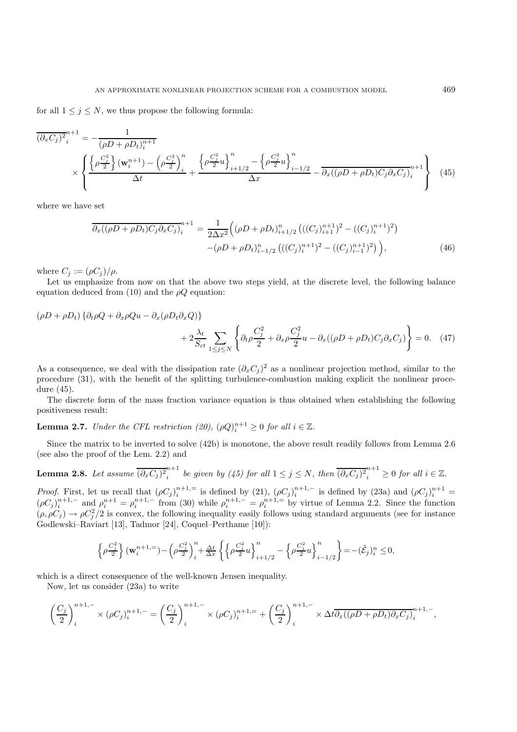for all $1 \leq j \leq N$, we thus propose the following formula:

$$
\overline{(\partial_x C_j)^2}_i^{n+1} = -\frac{1}{(\rho D + \rho D_t)_i^{n+1}} \times \left\{ \frac{\left\{\rho \frac{C_j^2}{2}\right\}(\mathbf{w}_i^{n+1}) - \left(\rho \frac{C_j^2}{2}\right)_i^n}{\Delta t} + \frac{\left\{\rho \frac{C_j^2}{2} u\right\}_{i+1/2}^n - \left\{\rho \frac{C_j^2}{2} u\right\}_{i-1/2}^n}{\Delta x} - \overline{\partial_x((\rho D + \rho D_t) C_j \partial_x C_j)}_i^{n+1} \right\} \quad (45)
$$

where we have set

$$
\begin{aligned}
\overline{\partial_x((\rho D + \rho D_t) C_j \partial_x C_j)}_i^{n+1} = \frac{1}{2\Delta x^2}\Big( &(\rho D + \rho D_t)_{i+1/2}^n \left(((C_j)_{i+1}^{n+1})^2 - ((C_j)_i^{n+1})^2\right) \\
&-(\rho D + \rho D_t)_{i-1/2}^n \left(((C_j)_i^{n+1})^2 - ((C_j)_{i-1}^{n+1})^2\right) \Big),
\end{aligned} \quad (46)
$$

where $C_j := (\rho C_j)/\rho$.

Let us emphasize from now on that the above two steps yield, at the discrete level, the following balance equation deduced from (10) and the $\rho Q$ equation:

$$
(\rho D + \rho D_t)\left\{\partial_t \rho Q + \partial_x \rho Q u - \partial_x(\rho D_t \partial_x Q)\right\} + 2\frac{\lambda_t}{S_{ct}} \sum_{1 \leq j \leq N} \left\{ \partial_t \rho \frac{C_j^2}{2} + \partial_x \rho \frac{C_j^2}{2} u - \partial_x((\rho D + \rho D_t) C_j \partial_x C_j) \right\} = 0. \quad (47)
$$

As a consequence, we deal with the dissipation rate $(\partial_x C_j)^2$ as a nonlinear projection method, similar to the procedure (31), with the benefit of the splitting turbulence-combustion making explicit the nonlinear procedure (45).

The discrete form of the mass fraction variance equation is thus obtained when establishing the following positiveness result:

**Lemma 2.7.** *Under the CFL restriction (20), $(\rho Q)_i^{n+1} \geq 0$ for all $i \in \mathbb{Z}$.*

Since the matrix to be inverted to solve (42b) is monotone, the above result readily follows from Lemma 2.6 (see also the proof of the Lem. 2.2) and

**Lemma 2.8.** *Let assume $\overline{(\partial_x C_j)^2}_i^{n+1}$ be given by (45) for all $1 \leq j \leq N$, then $\overline{(\partial_x C_j)^2}_i^{n+1} \geq 0$ for all $i \in \mathbb{Z}$.*

*Proof.* First, let us recall that $(\rho C_j)_i^{n+1,=}$ is defined by (21), $(\rho C_j)_i^{n+1,-}$ is defined by (23a) and $(\rho C_j)_i^{n+1} = (\rho C_j)_i^{n+1,-}$ and $\rho_i^{n+1} = \rho_i^{n+1,-}$ from (30) while $\rho_i^{n+1,-} = \rho_i^{n+1,=}$ by virtue of Lemma 2.2. Since the function $(\rho, \rho C_j) \to \rho C_j^2/2$ is convex, the following inequality easily follows using standard arguments (see for instance Godlewski–Raviart [13], Tadmor [24], Coquel–Perthame [10]):

$$
\left\{\rho \frac{C_j^2}{2}\right\}(\mathbf{w}_i^{n+1,=}) - \left(\rho \frac{C_j^2}{2}\right)_i^n + \frac{\Delta t}{\Delta x}\left\{ \left\{\rho \frac{C_j^2}{2} u\right\}_{i+1/2}^n - \left\{\rho \frac{C_j^2}{2} u\right\}_{i-1/2}^n \right\} = -(\tilde{\mathcal{E}}_j)_i^n \leq 0,
$$

which is a direct consequence of the well-known Jensen inequality.

Now, let us consider (23a) to write

$$
\left(\frac{C_j}{2}\right)_i^{n+1,-} \times (\rho C_j)_i^{n+1,-} = \left(\frac{C_j}{2}\right)_i^{n+1,-} \times (\rho C_j)_i^{n+1,=} + \left(\frac{C_j}{2}\right)_i^{n+1,-} \times \Delta t \overline{\partial_x((\rho D + \rho D_t)\partial_x C_j)}_i^{n+1,-},
$$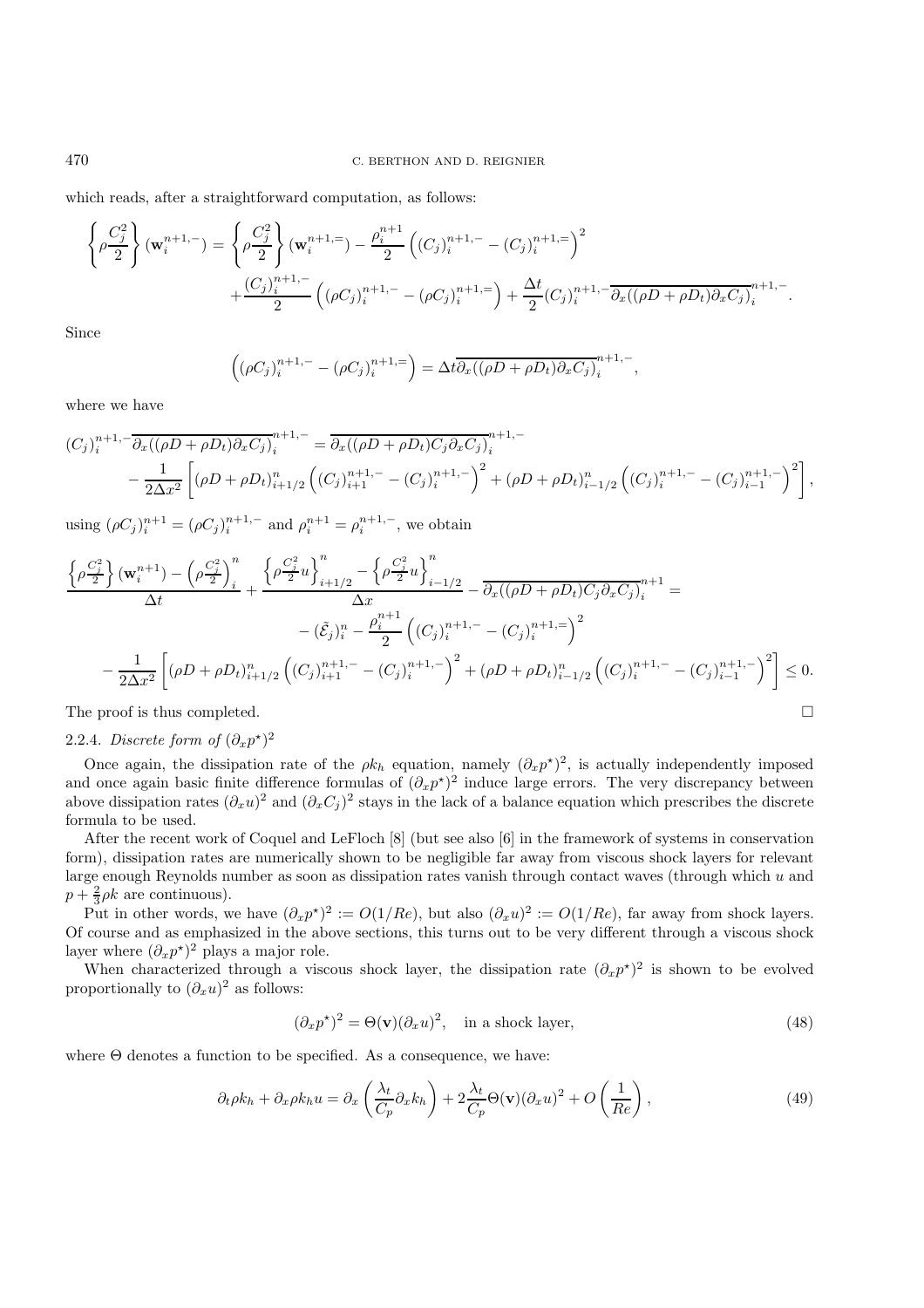which reads, after a straightforward computation, as follows:

$$\left\{\rho\frac{C_j^2}{2}\right\}(\mathbf{w}_i^{n+1,-}) = \left\{\rho\frac{C_j^2}{2}\right\}(\mathbf{w}_i^{n+1,=}) - \frac{\rho_i^{n+1}}{2}\left((C_j)_i^{n+1,-} - (C_j)_i^{n+1,=}\right)^2 + \frac{(C_j)_i^{n+1,-}}{2}\left((\rho C_j)_i^{n+1,-} - (\rho C_j)_i^{n+1,=}\right) + \frac{\Delta t}{2}(C_j)_i^{n+1,-}\overline{\partial_x((\rho D + \rho D_t)\partial_x C_j)}_i^{n+1,-}.$$

Since

$$\left((\rho C_j)_i^{n+1,-} - (\rho C_j)_i^{n+1,=}\right) = \Delta t \overline{\partial_x((\rho D + \rho D_t)\partial_x C_j)}_i^{n+1,-},$$

where we have

$$(C_j)_i^{n+1,-}\overline{\partial_x((\rho D + \rho D_t)\partial_x C_j)}_i^{n+1,-} = \overline{\partial_x((\rho D + \rho D_t)C_j\partial_x C_j)}_i^{n+1,-} - \frac{1}{2\Delta x^2}\left[(\rho D + \rho D_t)_{i+1/2}^n\left((C_j)_{i+1}^{n+1,-} - (C_j)_i^{n+1,-}\right)^2 + (\rho D + \rho D_t)_{i-1/2}^n\left((C_j)_i^{n+1,-} - (C_j)_{i-1}^{n+1,-}\right)^2\right],$$

using $(\rho C_j)_i^{n+1} = (\rho C_j)_i^{n+1,-}$ and $\rho_i^{n+1} = \rho_i^{n+1,-}$, we obtain

$$\frac{\left\{\rho\frac{C_j^2}{2}\right\}(\mathbf{w}_i^{n+1}) - \left(\rho\frac{C_j^2}{2}\right)_i^n}{\Delta t} + \frac{\left\{\rho\frac{C_j^2}{2}u\right\}_{i+1/2}^n - \left\{\rho\frac{C_j^2}{2}u\right\}_{i-1/2}^n}{\Delta x} - \overline{\partial_x((\rho D + \rho D_t)C_j\partial_x C_j)}_i^{n+1} = -(\tilde{\mathcal{E}}_j)_i^n - \frac{\rho_i^{n+1}}{2}\left((C_j)_i^{n+1,-} - (C_j)_i^{n+1,=}\right)^2 - \frac{1}{2\Delta x^2}\left[(\rho D + \rho D_t)_{i+1/2}^n\left((C_j)_{i+1}^{n+1,-} - (C_j)_i^{n+1,-}\right)^2 + (\rho D + \rho D_t)_{i-1/2}^n\left((C_j)_i^{n+1,-} - (C_j)_{i-1}^{n+1,-}\right)^2\right] \leq 0.$$

The proof is thus completed. □

### 2.2.4. *Discrete form of* $(\partial_x p^\star)^2$

Once again, the dissipation rate of the $\rho k_h$ equation, namely $(\partial_x p^\star)^2$, is actually independently imposed and once again basic finite difference formulas of $(\partial_x p^\star)^2$ induce large errors. The very discrepancy between above dissipation rates $(\partial_x u)^2$ and $(\partial_x C_j)^2$ stays in the lack of a balance equation which prescribes the discrete formula to be used.

After the recent work of Coquel and LeFloch [8] (but see also [6] in the framework of systems in conservation form), dissipation rates are numerically shown to be negligible far away from viscous shock layers for relevant large enough Reynolds number as soon as dissipation rates vanish through contact waves (through which $u$ and $p + \frac{2}{3}\rho k$ are continuous).

Put in other words, we have $(\partial_x p^\star)^2 := O(1/Re)$, but also $(\partial_x u)^2 := O(1/Re)$, far away from shock layers. Of course and as emphasized in the above sections, this turns out to be very different through a viscous shock layer where $(\partial_x p^\star)^2$ plays a major role.

When characterized through a viscous shock layer, the dissipation rate $(\partial_x p^\star)^2$ is shown to be evolved proportionally to $(\partial_x u)^2$ as follows:

$$(\partial_x p^\star)^2 = \Theta(\mathbf{v})(\partial_x u)^2, \quad \text{in a shock layer,} \tag{48}$$

where $\Theta$ denotes a function to be specified. As a consequence, we have:

$$\partial_t \rho k_h + \partial_x \rho k_h u = \partial_x\left(\frac{\lambda_t}{C_p}\partial_x k_h\right) + 2\frac{\lambda_t}{C_p}\Theta(\mathbf{v})(\partial_x u)^2 + O\left(\frac{1}{Re}\right), \tag{49}$$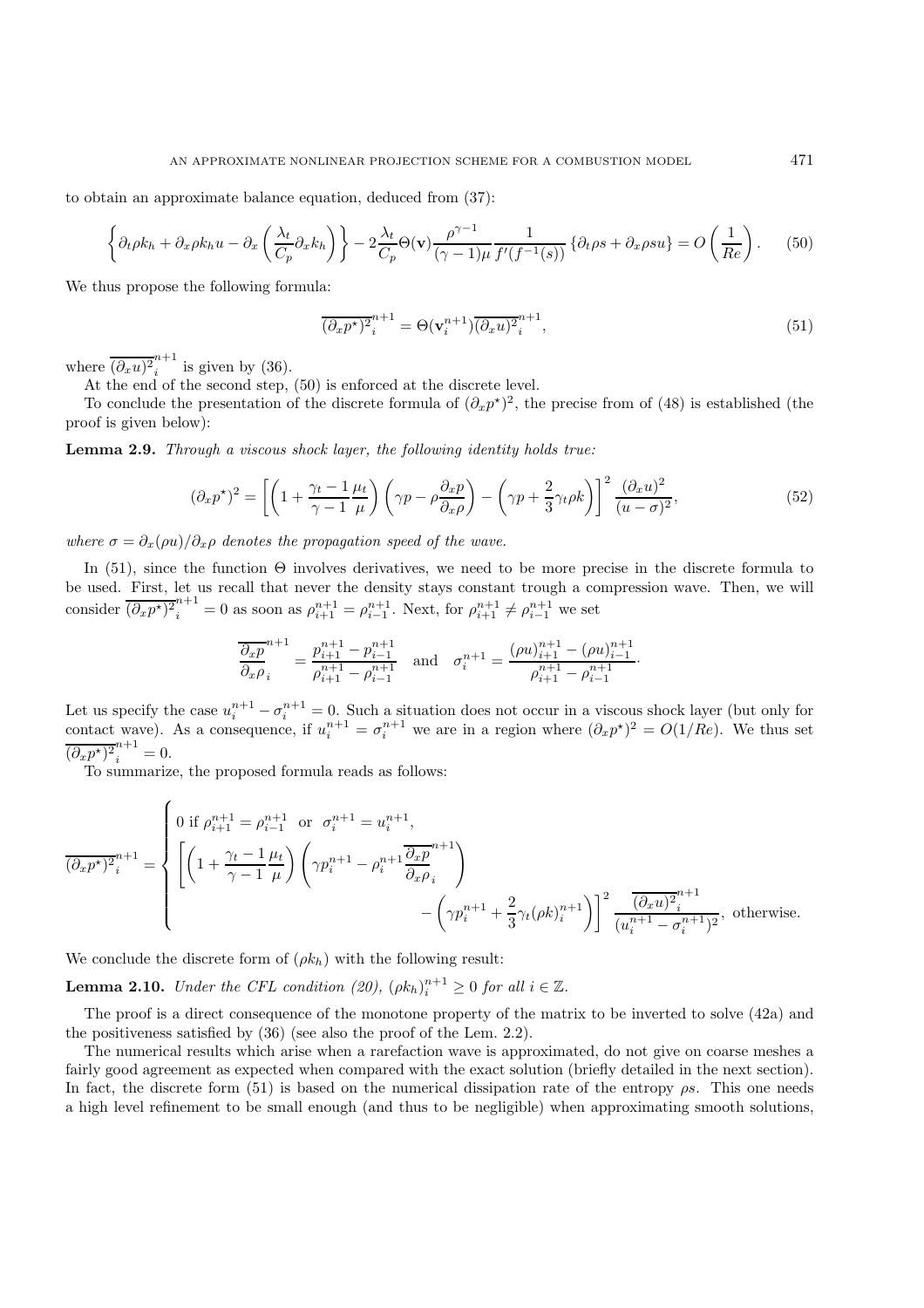to obtain an approximate balance equation, deduced from (37):

$$\left\{\partial_t \rho k_h + \partial_x \rho k_h u - \partial_x\left(\frac{\lambda_t}{C_p}\partial_x k_h\right)\right\} - 2\frac{\lambda_t}{C_p}\Theta(\mathbf{v})\frac{\rho^{\gamma-1}}{(\gamma-1)\mu}\frac{1}{f'(f^{-1}(s))}\left\{\partial_t \rho s + \partial_x \rho s u\right\} = O\left(\frac{1}{Re}\right). \tag{50}$$

We thus propose the following formula:

$$\overline{(\partial_x p^\star)^2}_i^{n+1} = \Theta(\mathbf{v}_i^{n+1})\overline{(\partial_x u)^2}_i^{n+1}, \tag{51}$$

where $\overline{(\partial_x u)^2}_i^{n+1}$ is given by (36).

At the end of the second step, (50) is enforced at the discrete level.

To conclude the presentation of the discrete formula of $(\partial_x p^\star)^2$, the precise from of (48) is established (the proof is given below):

**Lemma 2.9.** *Through a viscous shock layer, the following identity holds true:*

$$(\partial_x p^\star)^2 = \left[\left(1 + \frac{\gamma_t - 1}{\gamma - 1}\frac{\mu_t}{\mu}\right)\left(\gamma p - \rho\frac{\partial_x p}{\partial_x \rho}\right) - \left(\gamma p + \frac{2}{3}\gamma_t \rho k\right)\right]^2 \frac{(\partial_x u)^2}{(u-\sigma)^2}, \tag{52}$$

*where $\sigma = \partial_x(\rho u)/\partial_x \rho$ denotes the propagation speed of the wave.*

In (51), since the function $\Theta$ involves derivatives, we need to be more precise in the discrete formula to be used. First, let us recall that never the density stays constant trough a compression wave. Then, we will consider $\overline{(\partial_x p^\star)^2}_i^{n+1} = 0$ as soon as $\rho_{i+1}^{n+1} = \rho_{i-1}^{n+1}$. Next, for $\rho_{i+1}^{n+1} \neq \rho_{i-1}^{n+1}$ we set

$$\overline{\frac{\partial_x p}{\partial_x \rho}}_i^{n+1} = \frac{p_{i+1}^{n+1} - p_{i-1}^{n+1}}{\rho_{i+1}^{n+1} - \rho_{i-1}^{n+1}} \quad \text{and} \quad \sigma_i^{n+1} = \frac{(\rho u)_{i+1}^{n+1} - (\rho u)_{i-1}^{n+1}}{\rho_{i+1}^{n+1} - \rho_{i-1}^{n+1}}.$$

Let us specify the case $u_i^{n+1} - \sigma_i^{n+1} = 0$. Such a situation does not occur in a viscous shock layer (but only for contact wave). As a consequence, if $u_i^{n+1} = \sigma_i^{n+1}$ we are in a region where $(\partial_x p^\star)^2 = O(1/Re)$. We thus set $\overline{(\partial_x p^\star)^2}_i^{n+1} = 0$.

To summarize, the proposed formula reads as follows:

$$\overline{(\partial_x p^\star)^2}_i^{n+1} = \begin{cases} 0 \text{ if } \rho_{i+1}^{n+1} = \rho_{i-1}^{n+1} \text{ or } \sigma_i^{n+1} = u_i^{n+1}, \\ \left[\left(1 + \frac{\gamma_t - 1}{\gamma - 1}\frac{\mu_t}{\mu}\right)\left(\gamma p_i^{n+1} - \rho_i^{n+1}\overline{\frac{\partial_x p}{\partial_x \rho}}_i^{n+1}\right) - \left(\gamma p_i^{n+1} + \frac{2}{3}\gamma_t(\rho k)_i^{n+1}\right)\right]^2 \frac{\overline{(\partial_x u)^2}_i^{n+1}}{(u_i^{n+1} - \sigma_i^{n+1})^2}, \text{ otherwise.} \end{cases}$$

We conclude the discrete form of $(\rho k_h)$ with the following result:

**Lemma 2.10.** *Under the CFL condition (20), $(\rho k_h)_i^{n+1} \geq 0$ for all $i \in \mathbb{Z}$.*

The proof is a direct consequence of the monotone property of the matrix to be inverted to solve (42a) and the positiveness satisfied by (36) (see also the proof of the Lem. 2.2).

The numerical results which arise when a rarefaction wave is approximated, do not give on coarse meshes a fairly good agreement as expected when compared with the exact solution (briefly detailed in the next section). In fact, the discrete form (51) is based on the numerical dissipation rate of the entropy $\rho s$. This one needs a high level refinement to be small enough (and thus to be negligible) when approximating smooth solutions,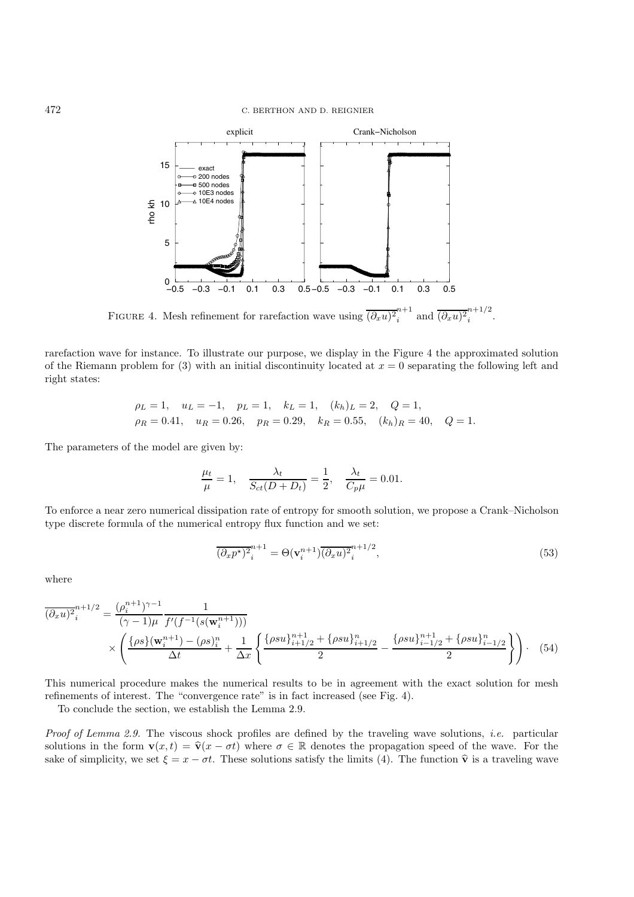FIGURE 4. Mesh refinement for rarefaction wave using $\overline{(\partial_x u)^2}_i^{n+1}$ and $\overline{(\partial_x u)^2}_i^{n+1/2}$.

rarefaction wave for instance. To illustrate our purpose, we display in the Figure 4 the approximated solution of the Riemann problem for (3) with an initial discontinuity located at $x = 0$ separating the following left and right states:

$$\rho_L = 1, \quad u_L = -1, \quad p_L = 1, \quad k_L = 1, \quad (k_h)_L = 2, \quad Q = 1,$$
$$\rho_R = 0.41, \quad u_R = 0.26, \quad p_R = 0.29, \quad k_R = 0.55, \quad (k_h)_R = 40, \quad Q = 1.$$

The parameters of the model are given by:

$$\frac{\mu_t}{\mu} = 1, \quad \frac{\lambda_t}{S_{ct}(D + D_t)} = \frac{1}{2}, \quad \frac{\lambda_t}{C_p \mu} = 0.01.$$

To enforce a near zero numerical dissipation rate of entropy for smooth solution, we propose a Crank–Nicholson type discrete formula of the numerical entropy flux function and we set:

$$\overline{(\partial_x p^\star)^2}_i^{n+1} = \Theta(\mathbf{v}_i^{n+1}) \overline{(\partial_x u)^2}_i^{n+1/2}, \tag{53}$$

where

$$\overline{(\partial_x u)^2}_i^{n+1/2} = \frac{(\rho_i^{n+1})^{\gamma - 1}}{(\gamma - 1)\mu} \frac{1}{f'(f^{-1}(s(\mathbf{w}_i^{n+1})))} \times \left( \frac{\{\rho s\}(\mathbf{w}_i^{n+1}) - (\rho s)_i^n}{\Delta t} + \frac{1}{\Delta x} \left\{ \frac{\{\rho s u\}_{i+1/2}^{n+1} + \{\rho s u\}_{i+1/2}^n}{2} - \frac{\{\rho s u\}_{i-1/2}^{n+1} + \{\rho s u\}_{i-1/2}^n}{2} \right\} \right) \cdot \tag{54}$$

This numerical procedure makes the numerical results to be in agreement with the exact solution for mesh refinements of interest. The "convergence rate" is in fact increased (see Fig. 4).

To conclude the section, we establish the Lemma 2.9.

*Proof of Lemma 2.9.* The viscous shock profiles are defined by the traveling wave solutions, *i.e.* particular solutions in the form $\mathbf{v}(x, t) = \widehat{\mathbf{v}}(x - \sigma t)$ where $\sigma \in \mathbb{R}$ denotes the propagation speed of the wave. For the sake of simplicity, we set $\xi = x - \sigma t$. These solutions satisfy the limits (4). The function $\widehat{\mathbf{v}}$ is a traveling wave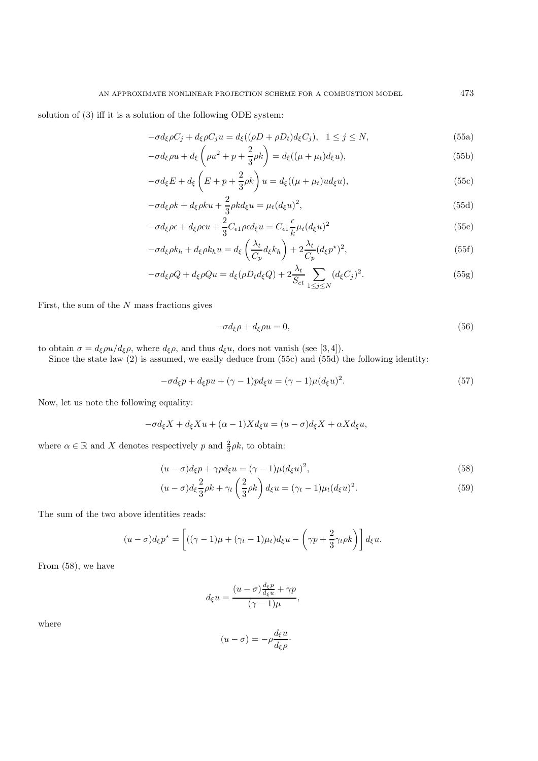solution of (3) iff it is a solution of the following ODE system:

$$-\sigma d_\xi \rho C_j + d_\xi \rho C_j u = d_\xi((\rho D + \rho D_t) d_\xi C_j), \quad 1 \leq j \leq N, \tag{55a}$$

$$-\sigma d_\xi \rho u + d_\xi \left(\rho u^2 + p + \frac{2}{3}\rho k\right) = d_\xi((\mu + \mu_t) d_\xi u), \tag{55b}$$

$$-\sigma d_\xi E + d_\xi \left(E + p + \frac{2}{3}\rho k\right) u = d_\xi((\mu + \mu_t) u d_\xi u), \tag{55c}$$

$$-\sigma d_\xi \rho k + d_\xi \rho k u + \frac{2}{3}\rho k d_\xi u = \mu_t (d_\xi u)^2, \tag{55d}$$

$$-\sigma d_\xi \rho \epsilon + d_\xi \rho \epsilon u + \frac{2}{3} C_{\epsilon 1} \rho \epsilon d_\xi u = C_{\epsilon 1} \frac{\epsilon}{k} \mu_t (d_\xi u)^2 \tag{55e}$$

$$-\sigma d_\xi \rho k_h + d_\xi \rho k_h u = d_\xi \left(\frac{\lambda_t}{C_p} d_\xi k_h\right) + 2\frac{\lambda_t}{C_p}(d_\xi p^\star)^2, \tag{55f}$$

$$-\sigma d_\xi \rho Q + d_\xi \rho Q u = d_\xi(\rho D_t d_\xi Q) + 2\frac{\lambda_t}{S_{ct}} \sum_{1 \leq j \leq N} (d_\xi C_j)^2. \tag{55g}$$

First, the sum of the $N$ mass fractions gives

$$-\sigma d_\xi \rho + d_\xi \rho u = 0, \tag{56}$$

to obtain $\sigma = d_\xi \rho u / d_\xi \rho$, where $d_\xi \rho$, and thus $d_\xi u$, does not vanish (see [3, 4]).

Since the state law (2) is assumed, we easily deduce from (55c) and (55d) the following identity:

$$-\sigma d_\xi p + d_\xi p u + (\gamma - 1) p d_\xi u = (\gamma - 1)\mu (d_\xi u)^2. \tag{57}$$

Now, let us note the following equality:

$$-\sigma d_\xi X + d_\xi X u + (\alpha - 1) X d_\xi u = (u - \sigma) d_\xi X + \alpha X d_\xi u,$$

where $\alpha \in \mathbb{R}$ and $X$ denotes respectively $p$ and $\frac{2}{3}\rho k$, to obtain:

$$(u - \sigma) d_\xi p + \gamma p d_\xi u = (\gamma - 1)\mu (d_\xi u)^2, \tag{58}$$

$$(u - \sigma) d_\xi \frac{2}{3}\rho k + \gamma_t \left(\frac{2}{3}\rho k\right) d_\xi u = (\gamma_t - 1)\mu_t (d_\xi u)^2. \tag{59}$$

The sum of the two above identities reads:

$$(u - \sigma) d_\xi p^\star = \left[((\gamma - 1)\mu + (\gamma_t - 1)\mu_t) d_\xi u - \left(\gamma p + \frac{2}{3}\gamma_t \rho k\right)\right] d_\xi u.$$

From (58), we have

$$d_\xi u = \frac{(u - \sigma)\frac{d_\xi p}{d_\xi u} + \gamma p}{(\gamma - 1)\mu},$$

where

$$(u - \sigma) = -\rho \frac{d_\xi u}{d_\xi \rho}.$$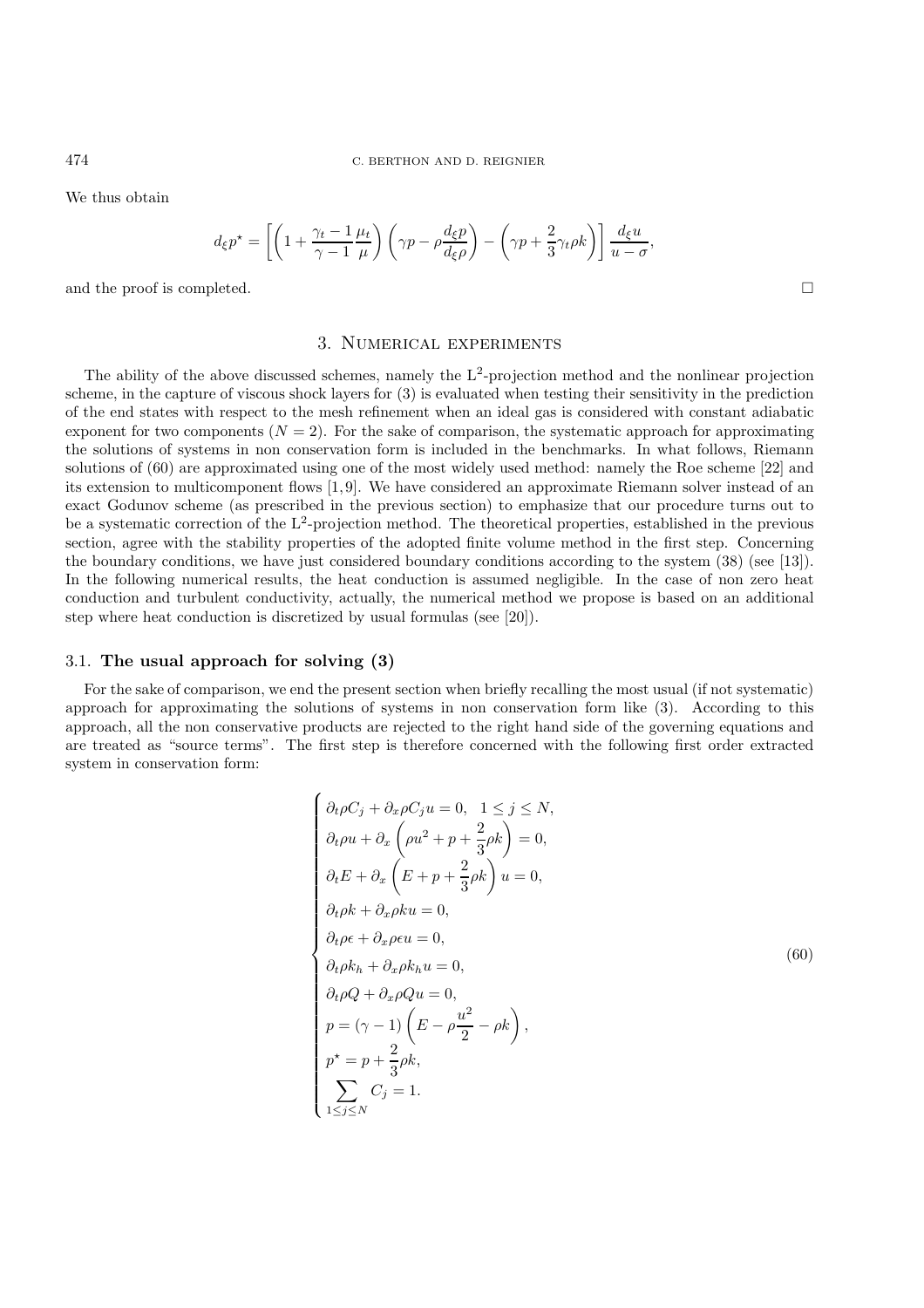We thus obtain

$$d_\xi p^\star = \left[ \left(1 + \frac{\gamma_t - 1}{\gamma - 1}\frac{\mu_t}{\mu}\right)\left(\gamma p - \rho \frac{d_\xi p}{d_\xi \rho}\right) - \left(\gamma p + \frac{2}{3}\gamma_t \rho k\right)\right] \frac{d_\xi u}{u - \sigma},$$

and the proof is completed. □

## 3. Numerical experiments

The ability of the above discussed schemes, namely the $L^2$-projection method and the nonlinear projection scheme, in the capture of viscous shock layers for (3) is evaluated when testing their sensitivity in the prediction of the end states with respect to the mesh refinement when an ideal gas is considered with constant adiabatic exponent for two components ($N = 2$). For the sake of comparison, the systematic approach for approximating the solutions of systems in non conservation form is included in the benchmarks. In what follows, Riemann solutions of (60) are approximated using one of the most widely used method: namely the Roe scheme [22] and its extension to multicomponent flows [1,9]. We have considered an approximate Riemann solver instead of an exact Godunov scheme (as prescribed in the previous section) to emphasize that our procedure turns out to be a systematic correction of the $L^2$-projection method. The theoretical properties, established in the previous section, agree with the stability properties of the adopted finite volume method in the first step. Concerning the boundary conditions, we have just considered boundary conditions according to the system (38) (see [13]). In the following numerical results, the heat conduction is assumed negligible. In the case of non zero heat conduction and turbulent conductivity, actually, the numerical method we propose is based on an additional step where heat conduction is discretized by usual formulas (see [20]).

### 3.1. The usual approach for solving (3)

For the sake of comparison, we end the present section when briefly recalling the most usual (if not systematic) approach for approximating the solutions of systems in non conservation form like (3). According to this approach, all the non conservative products are rejected to the right hand side of the governing equations and are treated as "source terms". The first step is therefore concerned with the following first order extracted system in conservation form:

$$\begin{cases}
\partial_t \rho C_j + \partial_x \rho C_j u = 0, \quad 1 \leq j \leq N, \\
\partial_t \rho u + \partial_x \left(\rho u^2 + p + \dfrac{2}{3}\rho k\right) = 0, \\
\partial_t E + \partial_x \left(E + p + \dfrac{2}{3}\rho k\right) u = 0, \\
\partial_t \rho k + \partial_x \rho k u = 0, \\
\partial_t \rho \epsilon + \partial_x \rho \epsilon u = 0, \\
\partial_t \rho k_h + \partial_x \rho k_h u = 0, \\
\partial_t \rho Q + \partial_x \rho Q u = 0, \\
p = (\gamma - 1)\left(E - \rho \dfrac{u^2}{2} - \rho k\right), \\
p^\star = p + \dfrac{2}{3}\rho k, \\
\displaystyle\sum_{1 \leq j \leq N} C_j = 1.
\end{cases} \tag{60}$$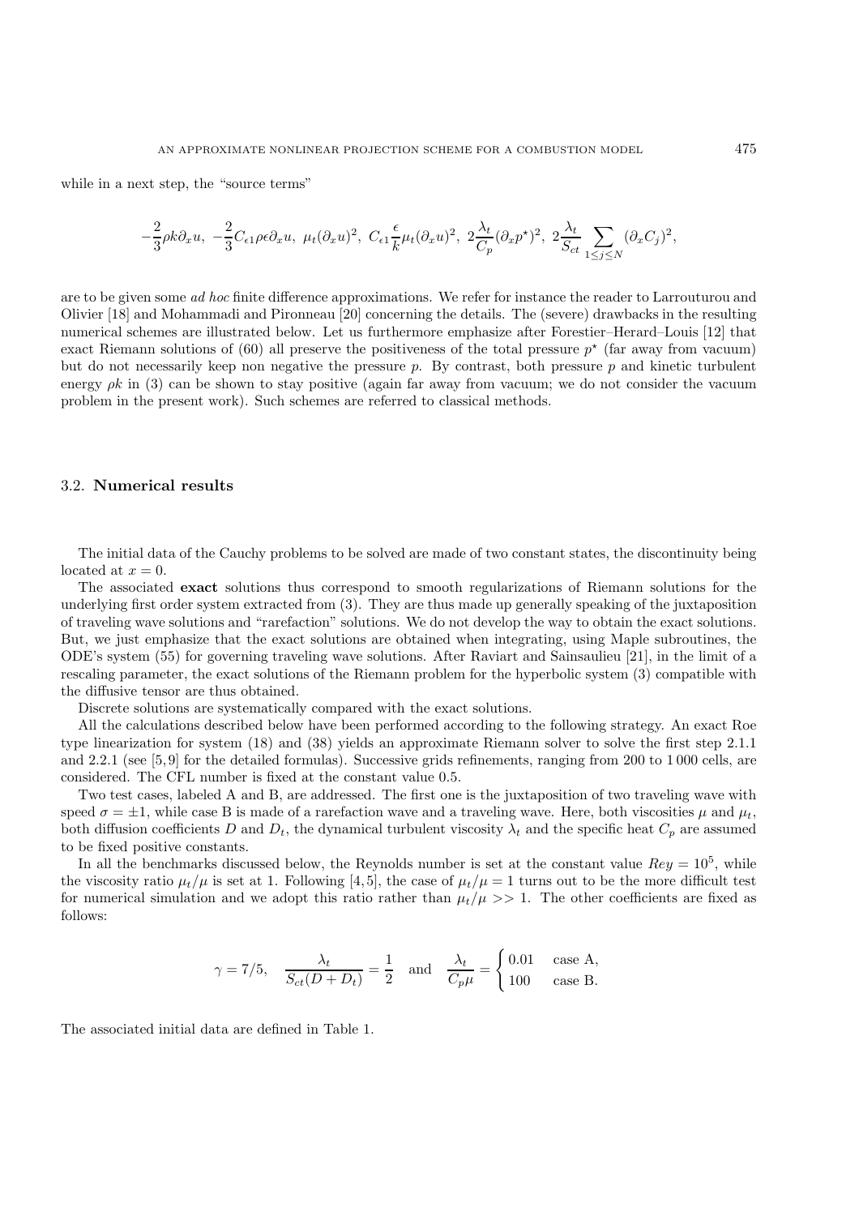while in a next step, the "source terms"

$$-\frac{2}{3}\rho k \partial_x u,\ -\frac{2}{3}C_{\epsilon 1}\rho\epsilon\partial_x u,\ \mu_t(\partial_x u)^2,\ C_{\epsilon 1}\frac{\epsilon}{k}\mu_t(\partial_x u)^2,\ 2\frac{\lambda_t}{C_p}(\partial_x p^\star)^2,\ 2\frac{\lambda_t}{S_{ct}}\sum_{1\leq j\leq N}(\partial_x C_j)^2,$$

are to be given some *ad hoc* finite difference approximations. We refer for instance the reader to Larrouturou and Olivier [18] and Mohammadi and Pironneau [20] concerning the details. The (severe) drawbacks in the resulting numerical schemes are illustrated below. Let us furthermore emphasize after Forestier–Herard–Louis [12] that exact Riemann solutions of (60) all preserve the positiveness of the total pressure $p^\star$ (far away from vacuum) but do not necessarily keep non negative the pressure $p$. By contrast, both pressure $p$ and kinetic turbulent energy $\rho k$ in (3) can be shown to stay positive (again far away from vacuum; we do not consider the vacuum problem in the present work). Such schemes are referred to classical methods.

### 3.2. **Numerical results**

The initial data of the Cauchy problems to be solved are made of two constant states, the discontinuity being located at $x = 0$.

The associated **exact** solutions thus correspond to smooth regularizations of Riemann solutions for the underlying first order system extracted from (3). They are thus made up generally speaking of the juxtaposition of traveling wave solutions and "rarefaction" solutions. We do not develop the way to obtain the exact solutions. But, we just emphasize that the exact solutions are obtained when integrating, using Maple subroutines, the ODE's system (55) for governing traveling wave solutions. After Raviart and Sainsaulieu [21], in the limit of a rescaling parameter, the exact solutions of the Riemann problem for the hyperbolic system (3) compatible with the diffusive tensor are thus obtained.

Discrete solutions are systematically compared with the exact solutions.

All the calculations described below have been performed according to the following strategy. An exact Roe type linearization for system (18) and (38) yields an approximate Riemann solver to solve the first step 2.1.1 and 2.2.1 (see [5,9] for the detailed formulas). Successive grids refinements, ranging from 200 to 1 000 cells, are considered. The CFL number is fixed at the constant value 0.5.

Two test cases, labeled A and B, are addressed. The first one is the juxtaposition of two traveling wave with speed $\sigma = \pm 1$, while case B is made of a rarefaction wave and a traveling wave. Here, both viscosities $\mu$ and $\mu_t$, both diffusion coefficients $D$ and $D_t$, the dynamical turbulent viscosity $\lambda_t$ and the specific heat $C_p$ are assumed to be fixed positive constants.

In all the benchmarks discussed below, the Reynolds number is set at the constant value $Rey = 10^5$, while the viscosity ratio $\mu_t/\mu$ is set at 1. Following [4,5], the case of $\mu_t/\mu = 1$ turns out to be the more difficult test for numerical simulation and we adopt this ratio rather than $\mu_t/\mu >> 1$. The other coefficients are fixed as follows:

$$\gamma = 7/5, \quad \frac{\lambda_t}{S_{ct}(D + D_t)} = \frac{1}{2} \quad \text{and} \quad \frac{\lambda_t}{C_p\mu} = \begin{cases} 0.01 & \text{case A,} \\ 100 & \text{case B.} \end{cases}$$

The associated initial data are defined in Table 1.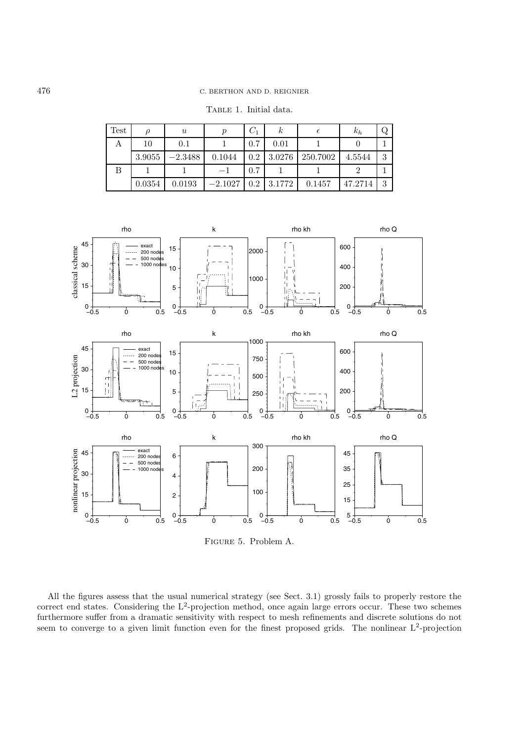Table 1. Initial data.

| Test | $\rho$ | $u$ | $p$ | $C_1$ | $k$ | $\epsilon$ | $k_h$ | Q |
|---|---|---|---|---|---|---|---|---|
| A | 10 | 0.1 | 1 | 0.7 | 0.01 | 1 | 0 | 1 |
| | 3.9055 | $-2.3488$ | 0.1044 | 0.2 | 3.0276 | 250.7002 | 4.5544 | 3 |
| B | 1 | 1 | $-1$ | 0.7 | 1 | 1 | 2 | 1 |
| | 0.0354 | 0.0193 | $-2.1027$ | 0.2 | 3.1772 | 0.1457 | 47.2714 | 3 |

Figure 5. Problem A.

All the figures assess that the usual numerical strategy (see Sect. 3.1) grossly fails to properly restore the correct end states. Considering the $L^2$-projection method, once again large errors occur. These two schemes furthermore suffer from a dramatic sensitivity with respect to mesh refinements and discrete solutions do not seem to converge to a given limit function even for the finest proposed grids. The nonlinear $L^2$-projection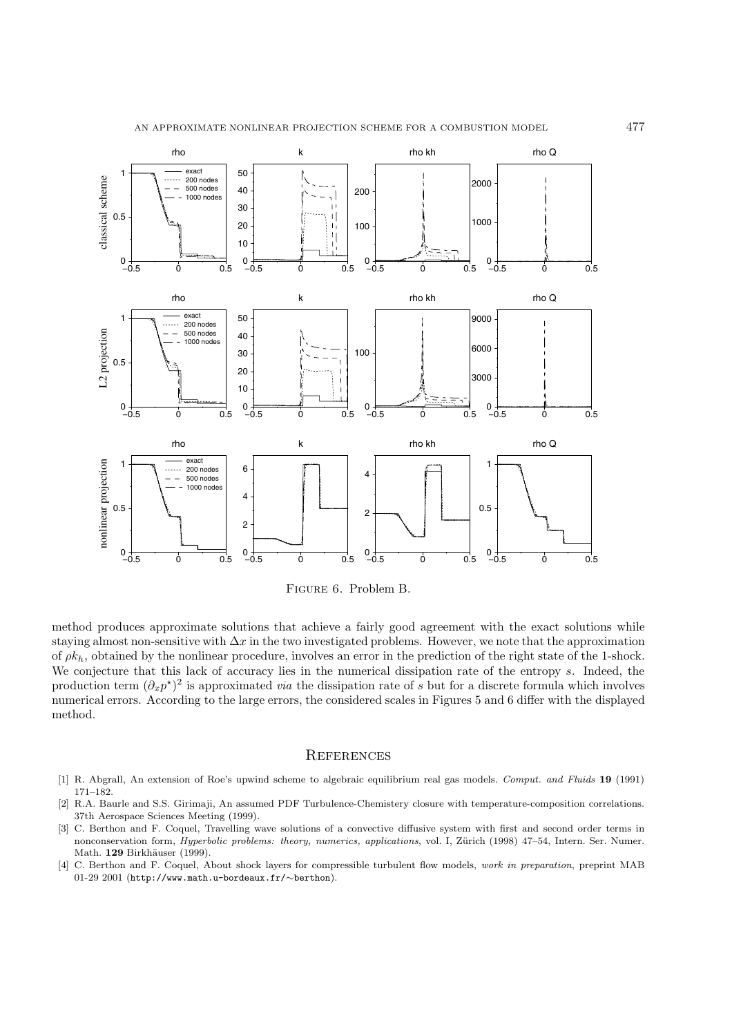Figure 6. Problem B.

method produces approximate solutions that achieve a fairly good agreement with the exact solutions while staying almost non-sensitive with $\Delta x$ in the two investigated problems. However, we note that the approximation of $\rho k_h$, obtained by the nonlinear procedure, involves an error in the prediction of the right state of the 1-shock. We conjecture that this lack of accuracy lies in the numerical dissipation rate of the entropy $s$. Indeed, the production term $(\partial_x p^\star)^2$ is approximated *via* the dissipation rate of $s$ but for a discrete formula which involves numerical errors. According to the large errors, the considered scales in Figures 5 and 6 differ with the displayed method.

## References

[1] R. Abgrall, An extension of Roe's upwind scheme to algebraic equilibrium real gas models. *Comput. and Fluids* **19** (1991) 171–182.

[2] R.A. Baurle and S.S. Girimaji, An assumed PDF Turbulence-Chemistery closure with temperature-composition correlations. 37th Aerospace Sciences Meeting (1999).

[3] C. Berthon and F. Coquel, Travelling wave solutions of a convective diffusive system with first and second order terms in nonconservation form, *Hyperbolic problems: theory, numerics, applications*, vol. I, Zürich (1998) 47–54, Intern. Ser. Numer. Math. **129** Birkhäuser (1999).

[4] C. Berthon and F. Coquel, About shock layers for compressible turbulent flow models, *work in preparation*, preprint MAB 01-29 2001 (`http://www.math.u-bordeaux.fr/~berthon`).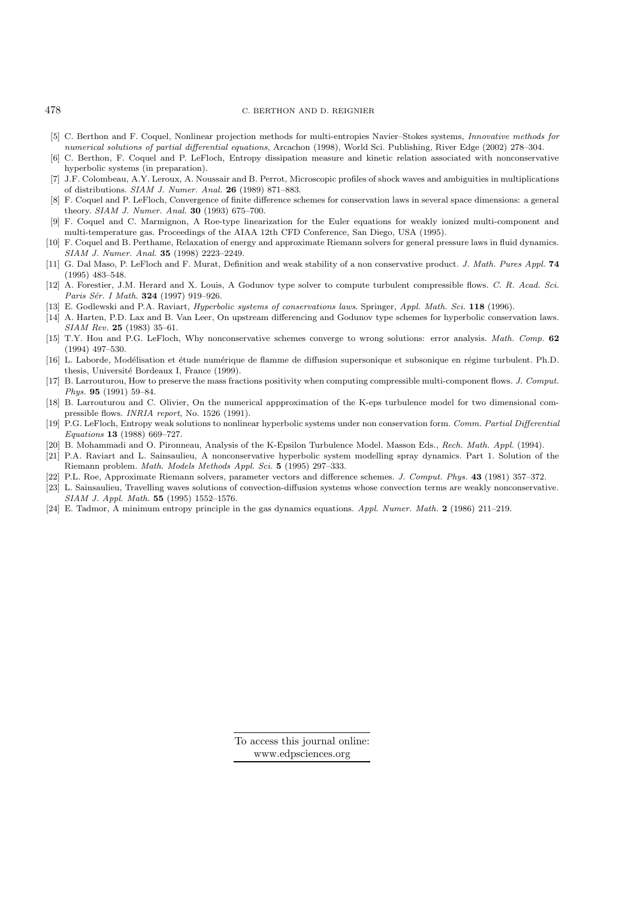[5] C. Berthon and F. Coquel, Nonlinear projection methods for multi-entropies Navier–Stokes systems, *Innovative methods for numerical solutions of partial differential equations*, Arcachon (1998), World Sci. Publishing, River Edge (2002) 278–304.

[6] C. Berthon, F. Coquel and P. LeFloch, Entropy dissipation measure and kinetic relation associated with nonconservative hyperbolic systems (in preparation).

[7] J.F. Colombeau, A.Y. Leroux, A. Noussair and B. Perrot, Microscopic profiles of shock waves and ambiguities in multiplications of distributions. *SIAM J. Numer. Anal.* **26** (1989) 871–883.

[8] F. Coquel and P. LeFloch, Convergence of finite difference schemes for conservation laws in several space dimensions: a general theory. *SIAM J. Numer. Anal.* **30** (1993) 675–700.

[9] F. Coquel and C. Marmignon, A Roe-type linearization for the Euler equations for weakly ionized multi-component and multi-temperature gas. Proceedings of the AIAA 12th CFD Conference, San Diego, USA (1995).

[10] F. Coquel and B. Perthame, Relaxation of energy and approximate Riemann solvers for general pressure laws in fluid dynamics. *SIAM J. Numer. Anal.* **35** (1998) 2223–2249.

[11] G. Dal Maso, P. LeFloch and F. Murat, Definition and weak stability of a non conservative product. *J. Math. Pures Appl.* **74** (1995) 483–548.

[12] A. Forestier, J.M. Herard and X. Louis, A Godunov type solver to compute turbulent compressible flows. *C. R. Acad. Sci. Paris Sér. I Math.* **324** (1997) 919–926.

[13] E. Godlewski and P.A. Raviart, *Hyperbolic systems of conservations laws*. Springer, *Appl. Math. Sci.* **118** (1996).

[14] A. Harten, P.D. Lax and B. Van Leer, On upstream differencing and Godunov type schemes for hyperbolic conservation laws. *SIAM Rev.* **25** (1983) 35–61.

[15] T.Y. Hou and P.G. LeFloch, Why nonconservative schemes converge to wrong solutions: error analysis. *Math. Comp.* **62** (1994) 497–530.

[16] L. Laborde, Modélisation et étude numérique de flamme de diffusion supersonique et subsonique en régime turbulent. Ph.D. thesis, Université Bordeaux I, France (1999).

[17] B. Larrouturou, How to preserve the mass fractions positivity when computing compressible multi-component flows. *J. Comput. Phys.* **95** (1991) 59–84.

[18] B. Larrouturou and C. Olivier, On the numerical appproximation of the K-eps turbulence model for two dimensional compressible flows. *INRIA report*, No. 1526 (1991).

[19] P.G. LeFloch, Entropy weak solutions to nonlinear hyperbolic systems under non conservation form. *Comm. Partial Differential Equations* **13** (1988) 669–727.

[20] B. Mohammadi and O. Pironneau, Analysis of the K-Epsilon Turbulence Model. Masson Eds., *Rech. Math. Appl.* (1994).

[21] P.A. Raviart and L. Sainsaulieu, A nonconservative hyperbolic system modelling spray dynamics. Part 1. Solution of the Riemann problem. *Math. Models Methods Appl. Sci.* **5** (1995) 297–333.

[22] P.L. Roe, Approximate Riemann solvers, parameter vectors and difference schemes. *J. Comput. Phys.* **43** (1981) 357–372.

[23] L. Sainsaulieu, Travelling waves solutions of convection-diffusion systems whose convection terms are weakly nonconservative. *SIAM J. Appl. Math.* **55** (1995) 1552–1576.

[24] E. Tadmor, A minimum entropy principle in the gas dynamics equations. *Appl. Numer. Math.* **2** (1986) 211–219.

To access this journal online:
www.edpsciences.org